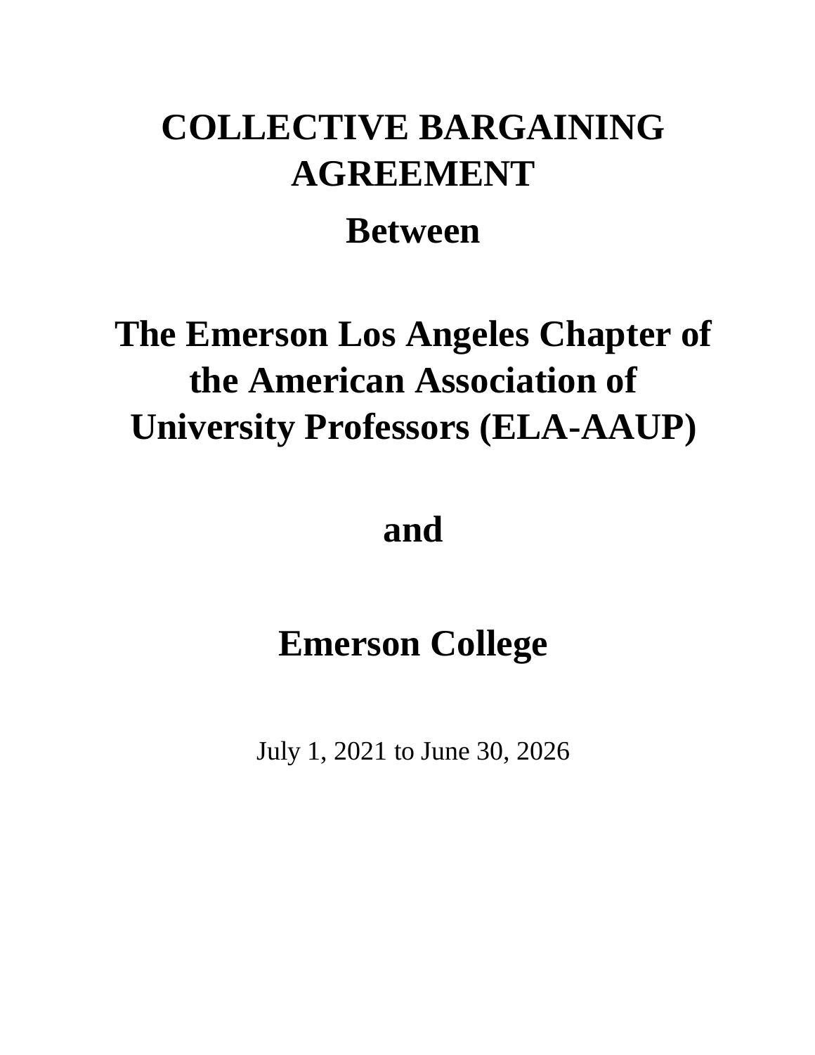# COLLECTIVE BARGAINING AGREEMENT

## Between

## The Emerson Los Angeles Chapter of the American Association of University Professors (ELA-AAUP)

## and

## Emerson College

July 1, 2021 to June 30, 2026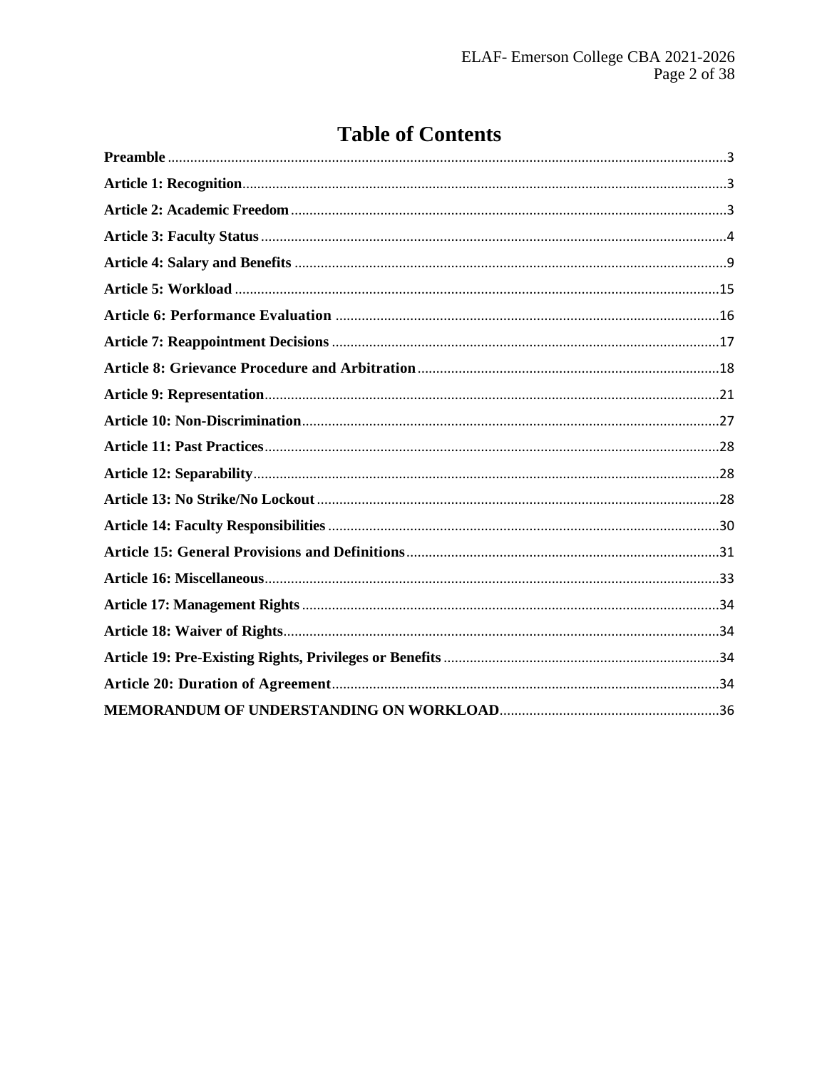# Table of Contents

**Preamble** ....................................................................................................................................3

**Article 1: Recognition**.................................................................................................................3

**Article 2: Academic Freedom** ...................................................................................................3

**Article 3: Faculty Status** ............................................................................................................4

**Article 4: Salary and Benefits** ...................................................................................................9

**Article 5: Workload** .................................................................................................................15

**Article 6: Performance Evaluation** ........................................................................................16

**Article 7: Reappointment Decisions** .......................................................................................17

**Article 8: Grievance Procedure and Arbitration**.................................................................18

**Article 9: Representation**.........................................................................................................21

**Article 10: Non-Discrimination**...............................................................................................27

**Article 11: Past Practices**.........................................................................................................28

**Article 12: Separability**............................................................................................................28

**Article 13: No Strike/No Lockout** ...........................................................................................28

**Article 14: Faculty Responsibilities** ........................................................................................30

**Article 15: General Provisions and Definitions**....................................................................31

**Article 16: Miscellaneous**.........................................................................................................33

**Article 17: Management Rights** ...............................................................................................34

**Article 18: Waiver of Rights**....................................................................................................34

**Article 19: Pre-Existing Rights, Privileges or Benefits** .........................................................34

**Article 20: Duration of Agreement**........................................................................................34

**MEMORANDUM OF UNDERSTANDING ON WORKLOAD**...........................................................36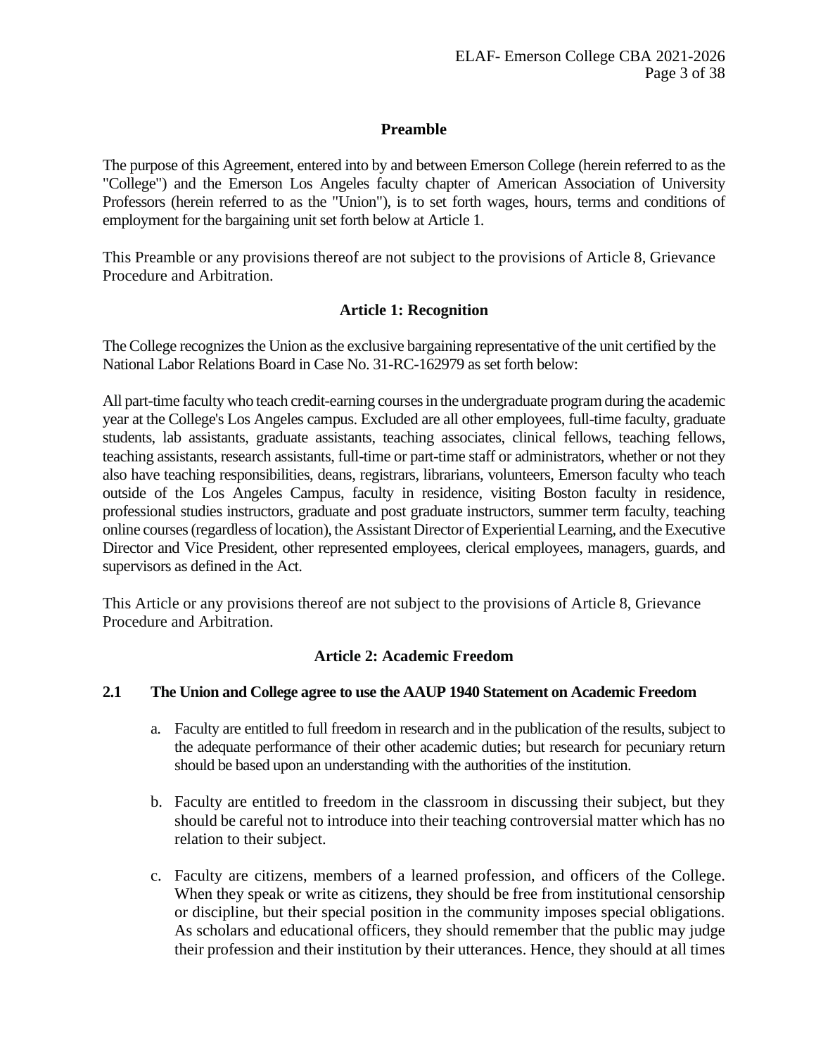## Preamble

The purpose of this Agreement, entered into by and between Emerson College (herein referred to as the "College") and the Emerson Los Angeles faculty chapter of American Association of University Professors (herein referred to as the "Union"), is to set forth wages, hours, terms and conditions of employment for the bargaining unit set forth below at Article 1.

This Preamble or any provisions thereof are not subject to the provisions of Article 8, Grievance Procedure and Arbitration.

## Article 1: Recognition

The College recognizes the Union as the exclusive bargaining representative of the unit certified by the National Labor Relations Board in Case No. 31-RC-162979 as set forth below:

All part-time faculty who teach credit-earning courses in the undergraduate program during the academic year at the College's Los Angeles campus. Excluded are all other employees, full-time faculty, graduate students, lab assistants, graduate assistants, teaching associates, clinical fellows, teaching fellows, teaching assistants, research assistants, full-time or part-time staff or administrators, whether or not they also have teaching responsibilities, deans, registrars, librarians, volunteers, Emerson faculty who teach outside of the Los Angeles Campus, faculty in residence, visiting Boston faculty in residence, professional studies instructors, graduate and post graduate instructors, summer term faculty, teaching online courses (regardless of location), the Assistant Director of Experiential Learning, and the Executive Director and Vice President, other represented employees, clerical employees, managers, guards, and supervisors as defined in the Act.

This Article or any provisions thereof are not subject to the provisions of Article 8, Grievance Procedure and Arbitration.

## Article 2: Academic Freedom

### 2.1 The Union and College agree to use the AAUP 1940 Statement on Academic Freedom

a. Faculty are entitled to full freedom in research and in the publication of the results, subject to the adequate performance of their other academic duties; but research for pecuniary return should be based upon an understanding with the authorities of the institution.

b. Faculty are entitled to freedom in the classroom in discussing their subject, but they should be careful not to introduce into their teaching controversial matter which has no relation to their subject.

c. Faculty are citizens, members of a learned profession, and officers of the College. When they speak or write as citizens, they should be free from institutional censorship or discipline, but their special position in the community imposes special obligations. As scholars and educational officers, they should remember that the public may judge their profession and their institution by their utterances. Hence, they should at all times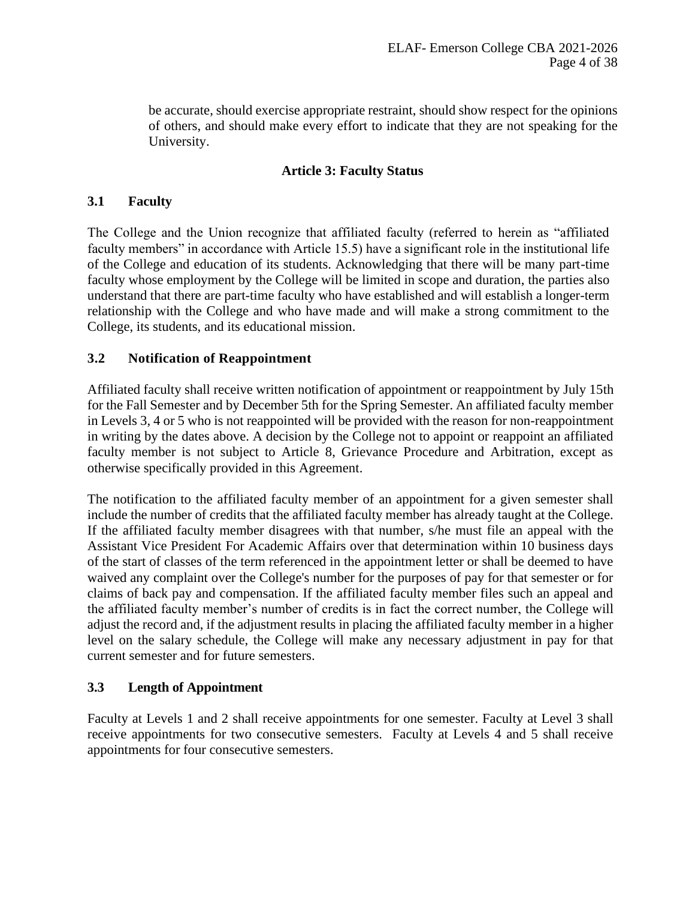be accurate, should exercise appropriate restraint, should show respect for the opinions of others, and should make every effort to indicate that they are not speaking for the University.

## Article 3: Faculty Status

### 3.1 Faculty

The College and the Union recognize that affiliated faculty (referred to herein as "affiliated faculty members" in accordance with Article 15.5) have a significant role in the institutional life of the College and education of its students. Acknowledging that there will be many part-time faculty whose employment by the College will be limited in scope and duration, the parties also understand that there are part-time faculty who have established and will establish a longer-term relationship with the College and who have made and will make a strong commitment to the College, its students, and its educational mission.

### 3.2 Notification of Reappointment

Affiliated faculty shall receive written notification of appointment or reappointment by July 15th for the Fall Semester and by December 5th for the Spring Semester. An affiliated faculty member in Levels 3, 4 or 5 who is not reappointed will be provided with the reason for non-reappointment in writing by the dates above. A decision by the College not to appoint or reappoint an affiliated faculty member is not subject to Article 8, Grievance Procedure and Arbitration, except as otherwise specifically provided in this Agreement.

The notification to the affiliated faculty member of an appointment for a given semester shall include the number of credits that the affiliated faculty member has already taught at the College. If the affiliated faculty member disagrees with that number, s/he must file an appeal with the Assistant Vice President For Academic Affairs over that determination within 10 business days of the start of classes of the term referenced in the appointment letter or shall be deemed to have waived any complaint over the College's number for the purposes of pay for that semester or for claims of back pay and compensation. If the affiliated faculty member files such an appeal and the affiliated faculty member's number of credits is in fact the correct number, the College will adjust the record and, if the adjustment results in placing the affiliated faculty member in a higher level on the salary schedule, the College will make any necessary adjustment in pay for that current semester and for future semesters.

### 3.3 Length of Appointment

Faculty at Levels 1 and 2 shall receive appointments for one semester. Faculty at Level 3 shall receive appointments for two consecutive semesters. Faculty at Levels 4 and 5 shall receive appointments for four consecutive semesters.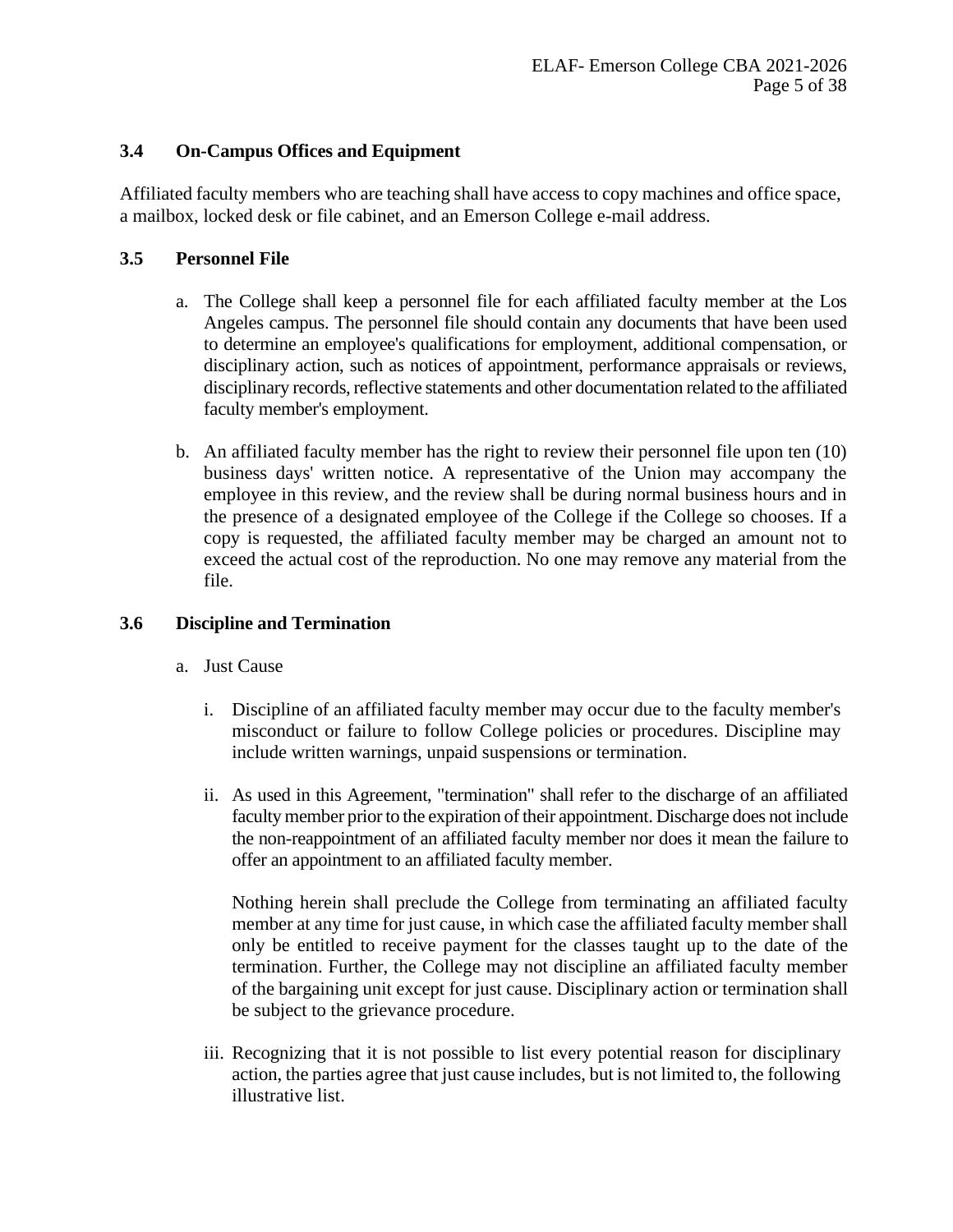### 3.4 On-Campus Offices and Equipment

Affiliated faculty members who are teaching shall have access to copy machines and office space, a mailbox, locked desk or file cabinet, and an Emerson College e-mail address.

### 3.5 Personnel File

a. The College shall keep a personnel file for each affiliated faculty member at the Los Angeles campus. The personnel file should contain any documents that have been used to determine an employee's qualifications for employment, additional compensation, or disciplinary action, such as notices of appointment, performance appraisals or reviews, disciplinary records, reflective statements and other documentation related to the affiliated faculty member's employment.

b. An affiliated faculty member has the right to review their personnel file upon ten (10) business days' written notice. A representative of the Union may accompany the employee in this review, and the review shall be during normal business hours and in the presence of a designated employee of the College if the College so chooses. If a copy is requested, the affiliated faculty member may be charged an amount not to exceed the actual cost of the reproduction. No one may remove any material from the file.

### 3.6 Discipline and Termination

a. Just Cause

   i. Discipline of an affiliated faculty member may occur due to the faculty member's misconduct or failure to follow College policies or procedures. Discipline may include written warnings, unpaid suspensions or termination.

   ii. As used in this Agreement, "termination" shall refer to the discharge of an affiliated faculty member prior to the expiration of their appointment. Discharge does not include the non-reappointment of an affiliated faculty member nor does it mean the failure to offer an appointment to an affiliated faculty member.

   Nothing herein shall preclude the College from terminating an affiliated faculty member at any time for just cause, in which case the affiliated faculty member shall only be entitled to receive payment for the classes taught up to the date of the termination. Further, the College may not discipline an affiliated faculty member of the bargaining unit except for just cause. Disciplinary action or termination shall be subject to the grievance procedure.

   iii. Recognizing that it is not possible to list every potential reason for disciplinary action, the parties agree that just cause includes, but is not limited to, the following illustrative list.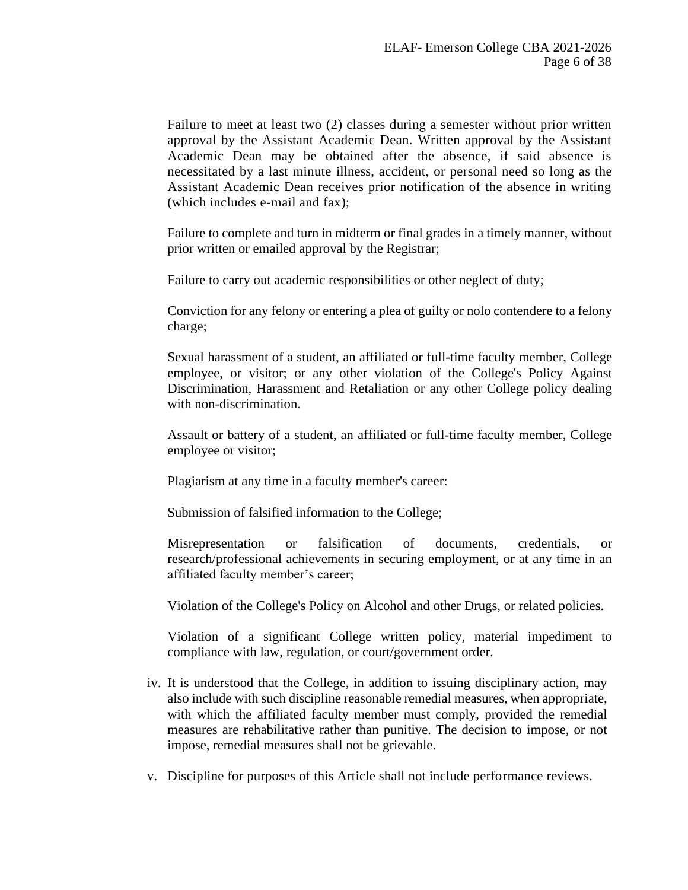Failure to meet at least two (2) classes during a semester without prior written approval by the Assistant Academic Dean. Written approval by the Assistant Academic Dean may be obtained after the absence, if said absence is necessitated by a last minute illness, accident, or personal need so long as the Assistant Academic Dean receives prior notification of the absence in writing (which includes e-mail and fax);

Failure to complete and turn in midterm or final grades in a timely manner, without prior written or emailed approval by the Registrar;

Failure to carry out academic responsibilities or other neglect of duty;

Conviction for any felony or entering a plea of guilty or nolo contendere to a felony charge;

Sexual harassment of a student, an affiliated or full-time faculty member, College employee, or visitor; or any other violation of the College's Policy Against Discrimination, Harassment and Retaliation or any other College policy dealing with non-discrimination.

Assault or battery of a student, an affiliated or full-time faculty member, College employee or visitor;

Plagiarism at any time in a faculty member's career:

Submission of falsified information to the College;

Misrepresentation or falsification of documents, credentials, or research/professional achievements in securing employment, or at any time in an affiliated faculty member's career;

Violation of the College's Policy on Alcohol and other Drugs, or related policies.

Violation of a significant College written policy, material impediment to compliance with law, regulation, or court/government order.

iv. It is understood that the College, in addition to issuing disciplinary action, may also include with such discipline reasonable remedial measures, when appropriate, with which the affiliated faculty member must comply, provided the remedial measures are rehabilitative rather than punitive. The decision to impose, or not impose, remedial measures shall not be grievable.

v. Discipline for purposes of this Article shall not include performance reviews.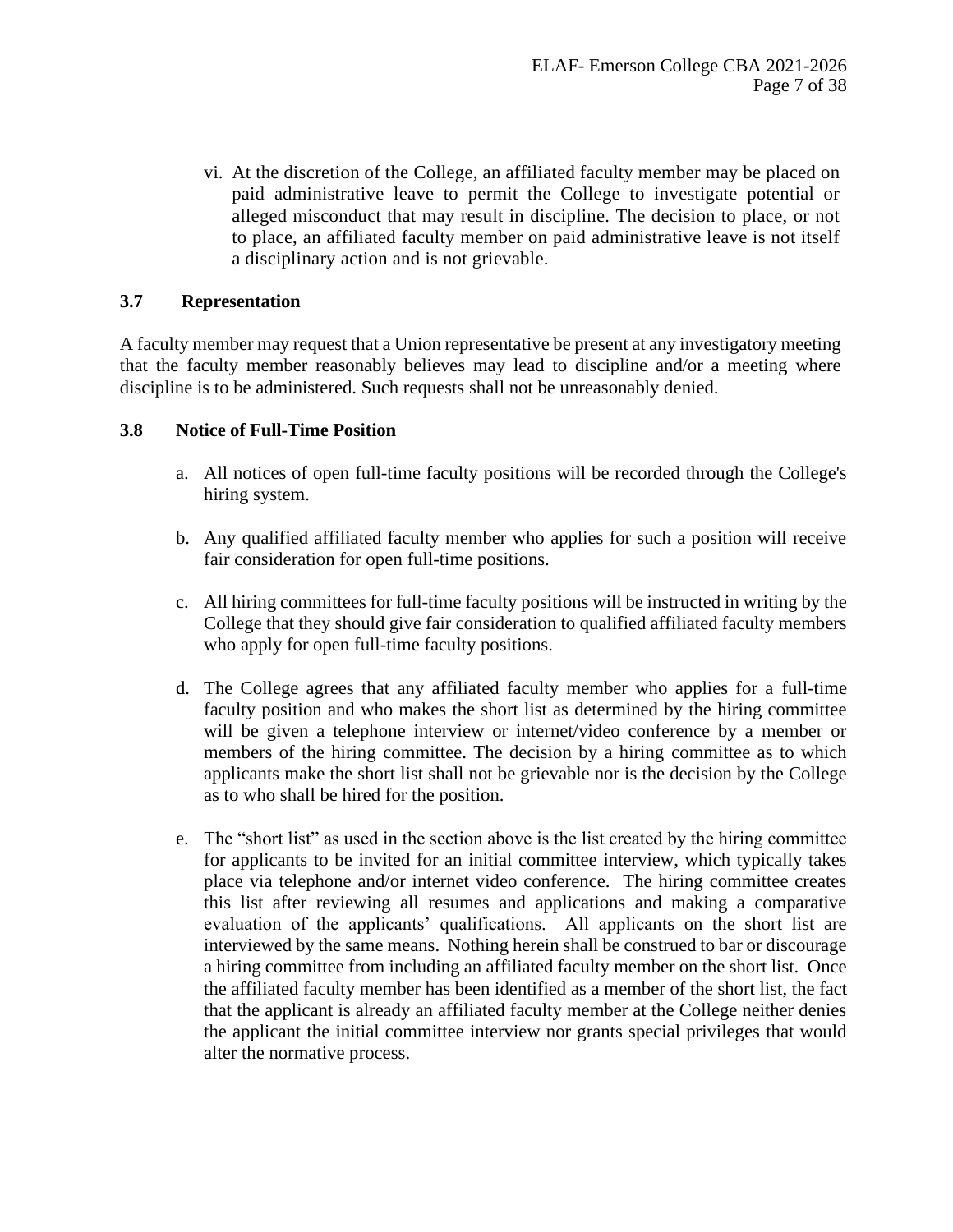vi. At the discretion of the College, an affiliated faculty member may be placed on paid administrative leave to permit the College to investigate potential or alleged misconduct that may result in discipline. The decision to place, or not to place, an affiliated faculty member on paid administrative leave is not itself a disciplinary action and is not grievable.

### 3.7 Representation

A faculty member may request that a Union representative be present at any investigatory meeting that the faculty member reasonably believes may lead to discipline and/or a meeting where discipline is to be administered. Such requests shall not be unreasonably denied.

### 3.8 Notice of Full-Time Position

a. All notices of open full-time faculty positions will be recorded through the College's hiring system.

b. Any qualified affiliated faculty member who applies for such a position will receive fair consideration for open full-time positions.

c. All hiring committees for full-time faculty positions will be instructed in writing by the College that they should give fair consideration to qualified affiliated faculty members who apply for open full-time faculty positions.

d. The College agrees that any affiliated faculty member who applies for a full-time faculty position and who makes the short list as determined by the hiring committee will be given a telephone interview or internet/video conference by a member or members of the hiring committee. The decision by a hiring committee as to which applicants make the short list shall not be grievable nor is the decision by the College as to who shall be hired for the position.

e. The "short list" as used in the section above is the list created by the hiring committee for applicants to be invited for an initial committee interview, which typically takes place via telephone and/or internet video conference. The hiring committee creates this list after reviewing all resumes and applications and making a comparative evaluation of the applicants' qualifications. All applicants on the short list are interviewed by the same means. Nothing herein shall be construed to bar or discourage a hiring committee from including an affiliated faculty member on the short list. Once the affiliated faculty member has been identified as a member of the short list, the fact that the applicant is already an affiliated faculty member at the College neither denies the applicant the initial committee interview nor grants special privileges that would alter the normative process.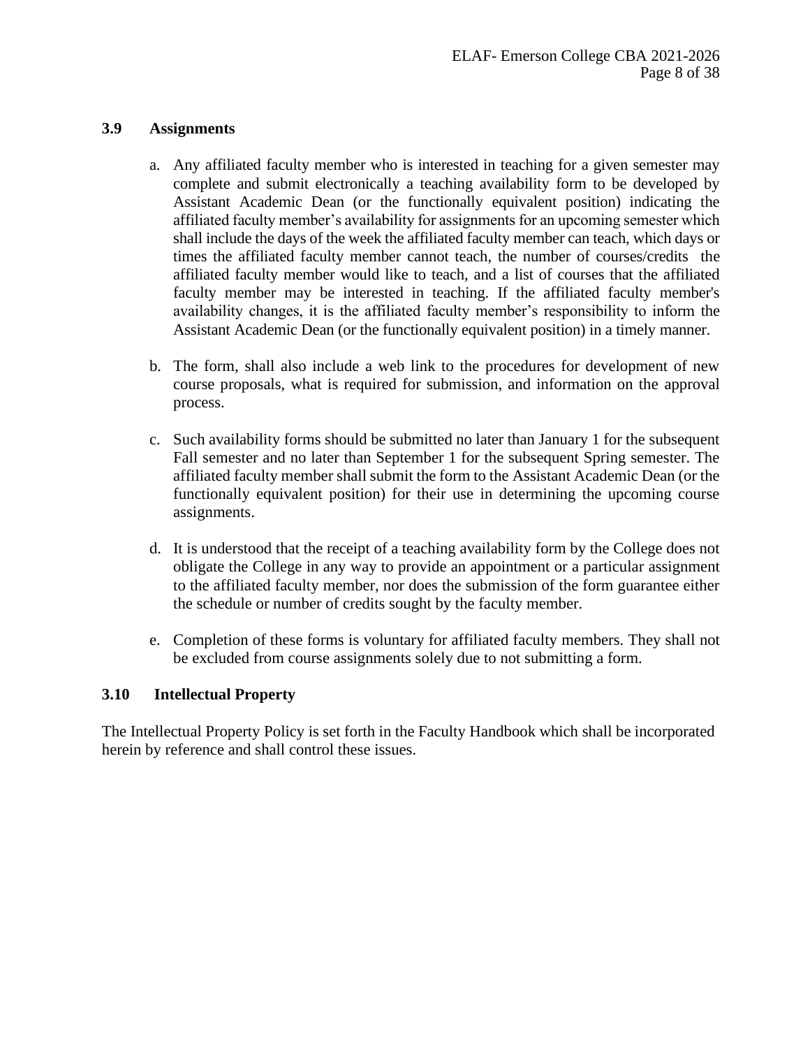### 3.9 Assignments

a. Any affiliated faculty member who is interested in teaching for a given semester may complete and submit electronically a teaching availability form to be developed by Assistant Academic Dean (or the functionally equivalent position) indicating the affiliated faculty member's availability for assignments for an upcoming semester which shall include the days of the week the affiliated faculty member can teach, which days or times the affiliated faculty member cannot teach, the number of courses/credits the affiliated faculty member would like to teach, and a list of courses that the affiliated faculty member may be interested in teaching. If the affiliated faculty member's availability changes, it is the affiliated faculty member's responsibility to inform the Assistant Academic Dean (or the functionally equivalent position) in a timely manner.

b. The form, shall also include a web link to the procedures for development of new course proposals, what is required for submission, and information on the approval process.

c. Such availability forms should be submitted no later than January 1 for the subsequent Fall semester and no later than September 1 for the subsequent Spring semester. The affiliated faculty member shall submit the form to the Assistant Academic Dean (or the functionally equivalent position) for their use in determining the upcoming course assignments.

d. It is understood that the receipt of a teaching availability form by the College does not obligate the College in any way to provide an appointment or a particular assignment to the affiliated faculty member, nor does the submission of the form guarantee either the schedule or number of credits sought by the faculty member.

e. Completion of these forms is voluntary for affiliated faculty members. They shall not be excluded from course assignments solely due to not submitting a form.

### 3.10 Intellectual Property

The Intellectual Property Policy is set forth in the Faculty Handbook which shall be incorporated herein by reference and shall control these issues.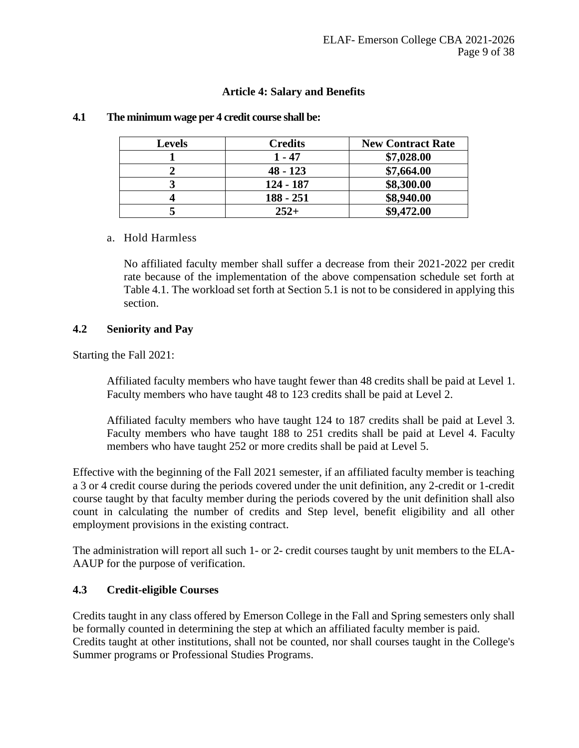## Article 4: Salary and Benefits

### 4.1 The minimum wage per 4 credit course shall be:

| Levels | Credits | New Contract Rate |
|---|---|---|
| **1** | **1 - 47** | **$7,028.00** |
| **2** | **48 - 123** | **$7,664.00** |
| **3** | **124 - 187** | **$8,300.00** |
| **4** | **188 - 251** | **$8,940.00** |
| **5** | **252+** | **$9,472.00** |

a. Hold Harmless

No affiliated faculty member shall suffer a decrease from their 2021-2022 per credit rate because of the implementation of the above compensation schedule set forth at Table 4.1. The workload set forth at Section 5.1 is not to be considered in applying this section.

### 4.2 Seniority and Pay

Starting the Fall 2021:

Affiliated faculty members who have taught fewer than 48 credits shall be paid at Level 1. Faculty members who have taught 48 to 123 credits shall be paid at Level 2.

Affiliated faculty members who have taught 124 to 187 credits shall be paid at Level 3. Faculty members who have taught 188 to 251 credits shall be paid at Level 4. Faculty members who have taught 252 or more credits shall be paid at Level 5.

Effective with the beginning of the Fall 2021 semester, if an affiliated faculty member is teaching a 3 or 4 credit course during the periods covered under the unit definition, any 2-credit or 1-credit course taught by that faculty member during the periods covered by the unit definition shall also count in calculating the number of credits and Step level, benefit eligibility and all other employment provisions in the existing contract.

The administration will report all such 1- or 2- credit courses taught by unit members to the ELA-AAUP for the purpose of verification.

### 4.3 Credit-eligible Courses

Credits taught in any class offered by Emerson College in the Fall and Spring semesters only shall be formally counted in determining the step at which an affiliated faculty member is paid. Credits taught at other institutions, shall not be counted, nor shall courses taught in the College's Summer programs or Professional Studies Programs.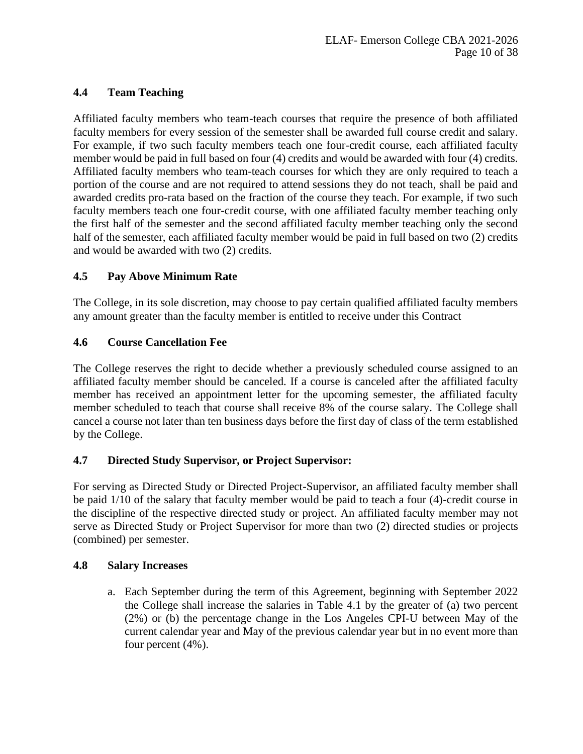### 4.4 Team Teaching

Affiliated faculty members who team-teach courses that require the presence of both affiliated faculty members for every session of the semester shall be awarded full course credit and salary. For example, if two such faculty members teach one four-credit course, each affiliated faculty member would be paid in full based on four (4) credits and would be awarded with four (4) credits. Affiliated faculty members who team-teach courses for which they are only required to teach a portion of the course and are not required to attend sessions they do not teach, shall be paid and awarded credits pro-rata based on the fraction of the course they teach. For example, if two such faculty members teach one four-credit course, with one affiliated faculty member teaching only the first half of the semester and the second affiliated faculty member teaching only the second half of the semester, each affiliated faculty member would be paid in full based on two (2) credits and would be awarded with two (2) credits.

### 4.5 Pay Above Minimum Rate

The College, in its sole discretion, may choose to pay certain qualified affiliated faculty members any amount greater than the faculty member is entitled to receive under this Contract

### 4.6 Course Cancellation Fee

The College reserves the right to decide whether a previously scheduled course assigned to an affiliated faculty member should be canceled. If a course is canceled after the affiliated faculty member has received an appointment letter for the upcoming semester, the affiliated faculty member scheduled to teach that course shall receive 8% of the course salary. The College shall cancel a course not later than ten business days before the first day of class of the term established by the College.

### 4.7 Directed Study Supervisor, or Project Supervisor:

For serving as Directed Study or Directed Project-Supervisor, an affiliated faculty member shall be paid 1/10 of the salary that faculty member would be paid to teach a four (4)-credit course in the discipline of the respective directed study or project. An affiliated faculty member may not serve as Directed Study or Project Supervisor for more than two (2) directed studies or projects (combined) per semester.

### 4.8 Salary Increases

a. Each September during the term of this Agreement, beginning with September 2022 the College shall increase the salaries in Table 4.1 by the greater of (a) two percent (2%) or (b) the percentage change in the Los Angeles CPI-U between May of the current calendar year and May of the previous calendar year but in no event more than four percent (4%).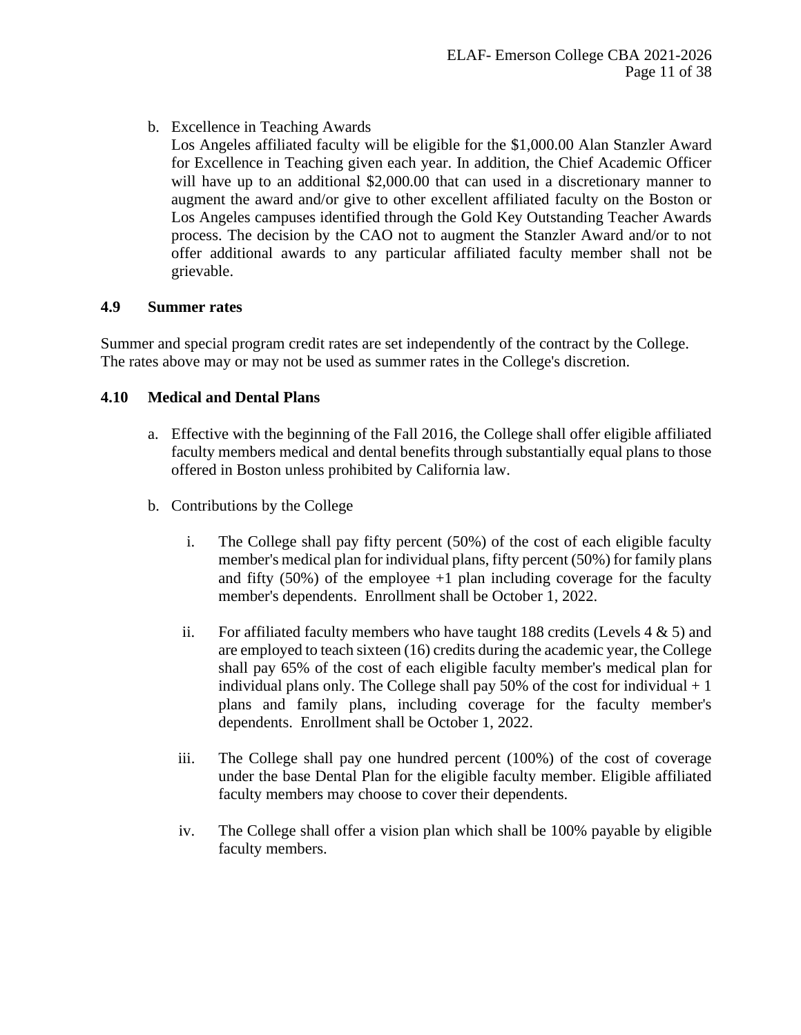b. Excellence in Teaching Awards

   Los Angeles affiliated faculty will be eligible for the $1,000.00 Alan Stanzler Award for Excellence in Teaching given each year. In addition, the Chief Academic Officer will have up to an additional $2,000.00 that can used in a discretionary manner to augment the award and/or give to other excellent affiliated faculty on the Boston or Los Angeles campuses identified through the Gold Key Outstanding Teacher Awards process. The decision by the CAO not to augment the Stanzler Award and/or to not offer additional awards to any particular affiliated faculty member shall not be grievable.

### 4.9 Summer rates

Summer and special program credit rates are set independently of the contract by the College. The rates above may or may not be used as summer rates in the College's discretion.

### 4.10 Medical and Dental Plans

a. Effective with the beginning of the Fall 2016, the College shall offer eligible affiliated faculty members medical and dental benefits through substantially equal plans to those offered in Boston unless prohibited by California law.

b. Contributions by the College

   i. The College shall pay fifty percent (50%) of the cost of each eligible faculty member's medical plan for individual plans, fifty percent (50%) for family plans and fifty (50%) of the employee +1 plan including coverage for the faculty member's dependents. Enrollment shall be October 1, 2022.

   ii. For affiliated faculty members who have taught 188 credits (Levels 4 & 5) and are employed to teach sixteen (16) credits during the academic year, the College shall pay 65% of the cost of each eligible faculty member's medical plan for individual plans only. The College shall pay 50% of the cost for individual + 1 plans and family plans, including coverage for the faculty member's dependents. Enrollment shall be October 1, 2022.

   iii. The College shall pay one hundred percent (100%) of the cost of coverage under the base Dental Plan for the eligible faculty member. Eligible affiliated faculty members may choose to cover their dependents.

   iv. The College shall offer a vision plan which shall be 100% payable by eligible faculty members.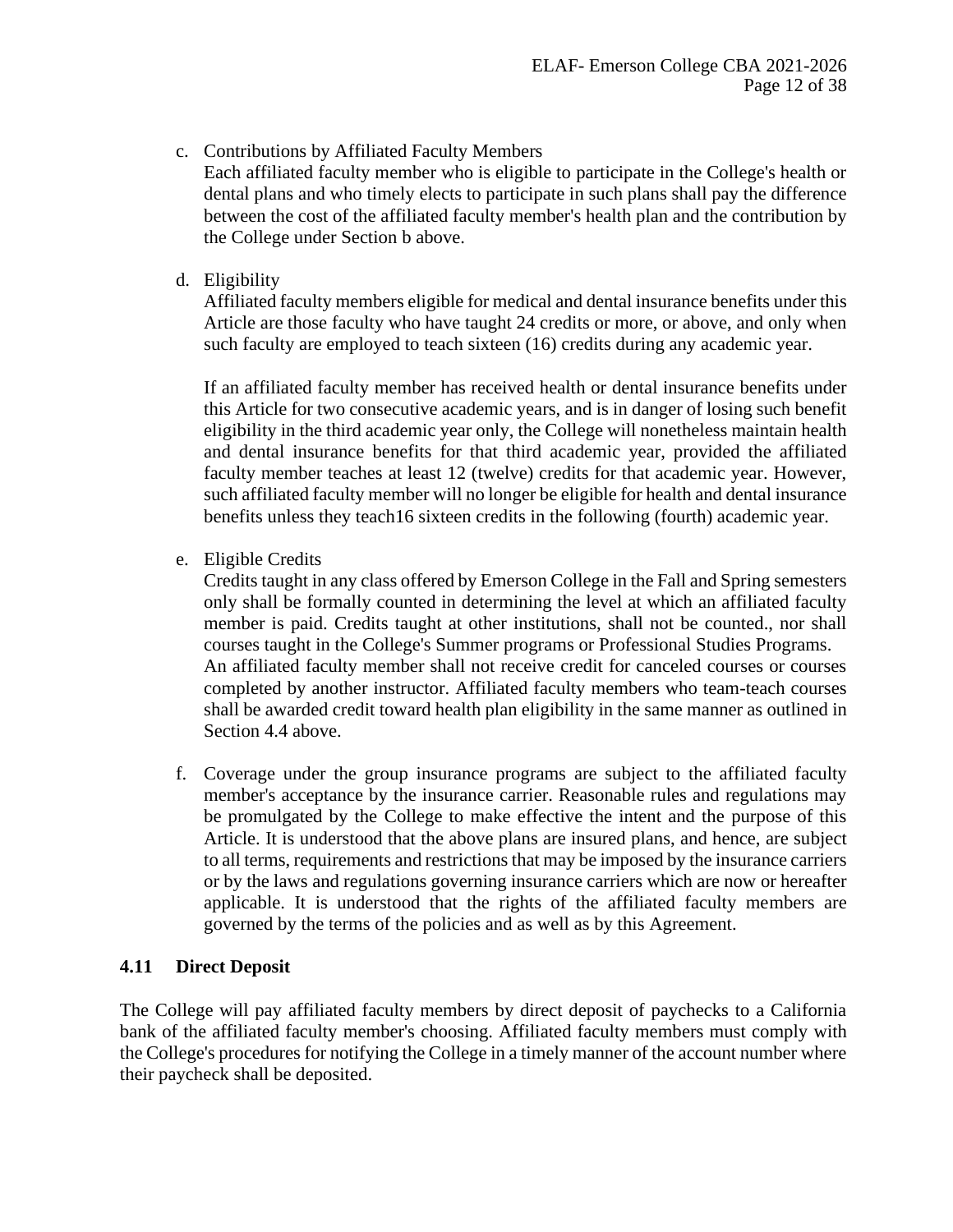c. Contributions by Affiliated Faculty Members
   Each affiliated faculty member who is eligible to participate in the College's health or dental plans and who timely elects to participate in such plans shall pay the difference between the cost of the affiliated faculty member's health plan and the contribution by the College under Section b above.

d. Eligibility
   Affiliated faculty members eligible for medical and dental insurance benefits under this Article are those faculty who have taught 24 credits or more, or above, and only when such faculty are employed to teach sixteen (16) credits during any academic year.

   If an affiliated faculty member has received health or dental insurance benefits under this Article for two consecutive academic years, and is in danger of losing such benefit eligibility in the third academic year only, the College will nonetheless maintain health and dental insurance benefits for that third academic year, provided the affiliated faculty member teaches at least 12 (twelve) credits for that academic year. However, such affiliated faculty member will no longer be eligible for health and dental insurance benefits unless they teach16 sixteen credits in the following (fourth) academic year.

e. Eligible Credits
   Credits taught in any class offered by Emerson College in the Fall and Spring semesters only shall be formally counted in determining the level at which an affiliated faculty member is paid. Credits taught at other institutions, shall not be counted., nor shall courses taught in the College's Summer programs or Professional Studies Programs. An affiliated faculty member shall not receive credit for canceled courses or courses completed by another instructor. Affiliated faculty members who team-teach courses shall be awarded credit toward health plan eligibility in the same manner as outlined in Section 4.4 above.

f. Coverage under the group insurance programs are subject to the affiliated faculty member's acceptance by the insurance carrier. Reasonable rules and regulations may be promulgated by the College to make effective the intent and the purpose of this Article. It is understood that the above plans are insured plans, and hence, are subject to all terms, requirements and restrictions that may be imposed by the insurance carriers or by the laws and regulations governing insurance carriers which are now or hereafter applicable. It is understood that the rights of the affiliated faculty members are governed by the terms of the policies and as well as by this Agreement.

### 4.11 Direct Deposit

The College will pay affiliated faculty members by direct deposit of paychecks to a California bank of the affiliated faculty member's choosing. Affiliated faculty members must comply with the College's procedures for notifying the College in a timely manner of the account number where their paycheck shall be deposited.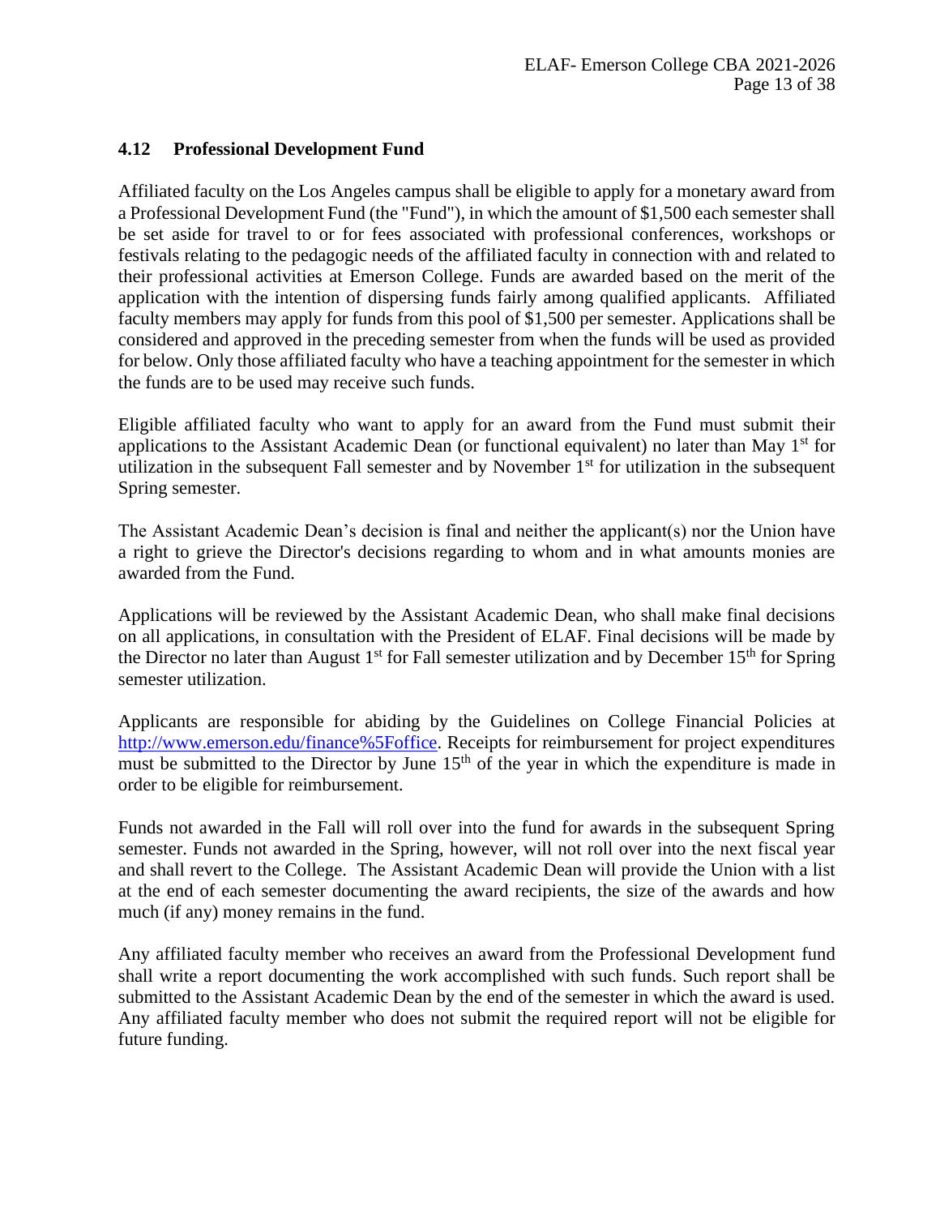### 4.12 Professional Development Fund

Affiliated faculty on the Los Angeles campus shall be eligible to apply for a monetary award from a Professional Development Fund (the "Fund"), in which the amount of $1,500 each semester shall be set aside for travel to or for fees associated with professional conferences, workshops or festivals relating to the pedagogic needs of the affiliated faculty in connection with and related to their professional activities at Emerson College. Funds are awarded based on the merit of the application with the intention of dispersing funds fairly among qualified applicants. Affiliated faculty members may apply for funds from this pool of $1,500 per semester. Applications shall be considered and approved in the preceding semester from when the funds will be used as provided for below. Only those affiliated faculty who have a teaching appointment for the semester in which the funds are to be used may receive such funds.

Eligible affiliated faculty who want to apply for an award from the Fund must submit their applications to the Assistant Academic Dean (or functional equivalent) no later than May 1st for utilization in the subsequent Fall semester and by November 1st for utilization in the subsequent Spring semester.

The Assistant Academic Dean's decision is final and neither the applicant(s) nor the Union have a right to grieve the Director's decisions regarding to whom and in what amounts monies are awarded from the Fund.

Applications will be reviewed by the Assistant Academic Dean, who shall make final decisions on all applications, in consultation with the President of ELAF. Final decisions will be made by the Director no later than August 1st for Fall semester utilization and by December 15th for Spring semester utilization.

Applicants are responsible for abiding by the Guidelines on College Financial Policies at [http://www.emerson.edu/finance%5Foffice](http://www.emerson.edu/finance%5Foffice). Receipts for reimbursement for project expenditures must be submitted to the Director by June 15th of the year in which the expenditure is made in order to be eligible for reimbursement.

Funds not awarded in the Fall will roll over into the fund for awards in the subsequent Spring semester. Funds not awarded in the Spring, however, will not roll over into the next fiscal year and shall revert to the College. The Assistant Academic Dean will provide the Union with a list at the end of each semester documenting the award recipients, the size of the awards and how much (if any) money remains in the fund.

Any affiliated faculty member who receives an award from the Professional Development fund shall write a report documenting the work accomplished with such funds. Such report shall be submitted to the Assistant Academic Dean by the end of the semester in which the award is used. Any affiliated faculty member who does not submit the required report will not be eligible for future funding.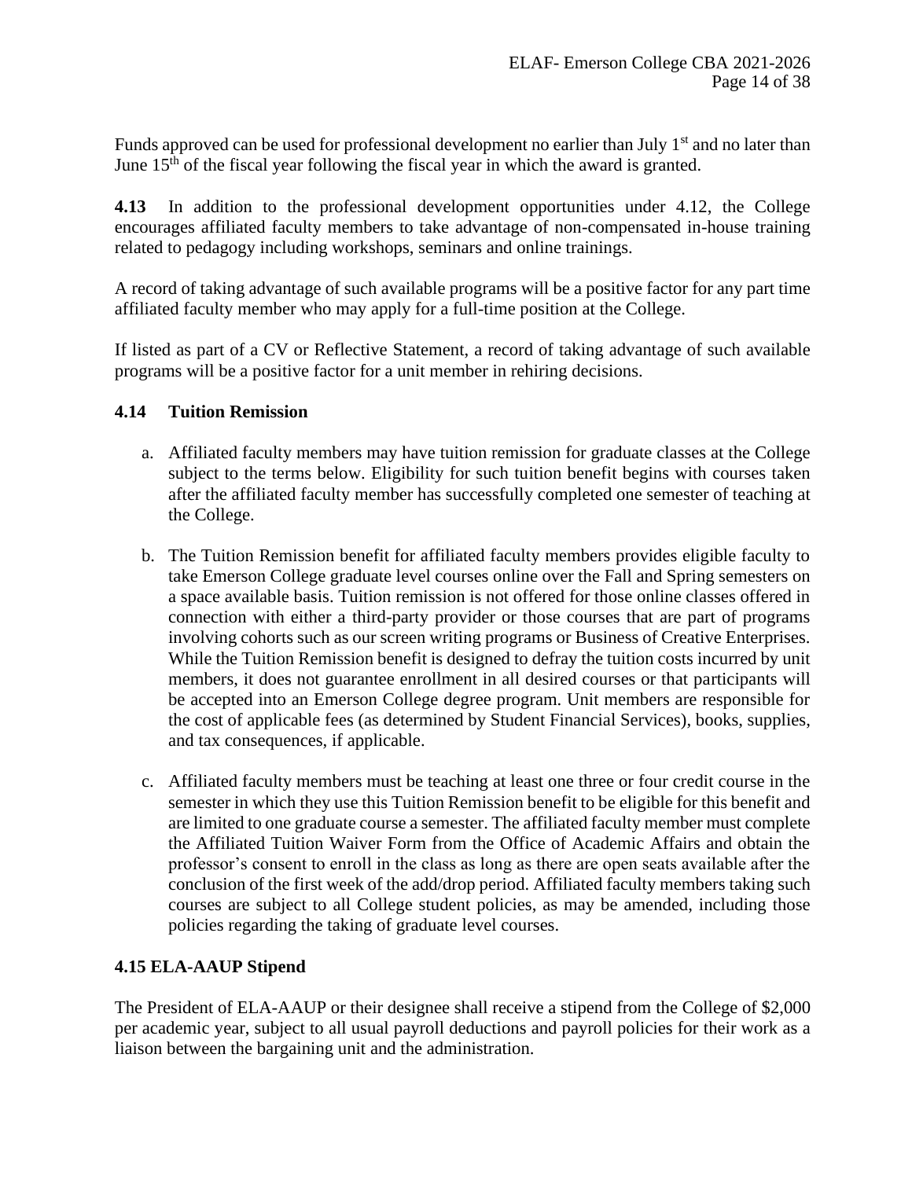Funds approved can be used for professional development no earlier than July 1st and no later than June 15th of the fiscal year following the fiscal year in which the award is granted.

**4.13** In addition to the professional development opportunities under 4.12, the College encourages affiliated faculty members to take advantage of non-compensated in-house training related to pedagogy including workshops, seminars and online trainings.

A record of taking advantage of such available programs will be a positive factor for any part time affiliated faculty member who may apply for a full-time position at the College.

If listed as part of a CV or Reflective Statement, a record of taking advantage of such available programs will be a positive factor for a unit member in rehiring decisions.

### 4.14 Tuition Remission

a. Affiliated faculty members may have tuition remission for graduate classes at the College subject to the terms below. Eligibility for such tuition benefit begins with courses taken after the affiliated faculty member has successfully completed one semester of teaching at the College.

b. The Tuition Remission benefit for affiliated faculty members provides eligible faculty to take Emerson College graduate level courses online over the Fall and Spring semesters on a space available basis. Tuition remission is not offered for those online classes offered in connection with either a third-party provider or those courses that are part of programs involving cohorts such as our screen writing programs or Business of Creative Enterprises. While the Tuition Remission benefit is designed to defray the tuition costs incurred by unit members, it does not guarantee enrollment in all desired courses or that participants will be accepted into an Emerson College degree program. Unit members are responsible for the cost of applicable fees (as determined by Student Financial Services), books, supplies, and tax consequences, if applicable.

c. Affiliated faculty members must be teaching at least one three or four credit course in the semester in which they use this Tuition Remission benefit to be eligible for this benefit and are limited to one graduate course a semester. The affiliated faculty member must complete the Affiliated Tuition Waiver Form from the Office of Academic Affairs and obtain the professor's consent to enroll in the class as long as there are open seats available after the conclusion of the first week of the add/drop period. Affiliated faculty members taking such courses are subject to all College student policies, as may be amended, including those policies regarding the taking of graduate level courses.

### 4.15 ELA-AAUP Stipend

The President of ELA-AAUP or their designee shall receive a stipend from the College of $2,000 per academic year, subject to all usual payroll deductions and payroll policies for their work as a liaison between the bargaining unit and the administration.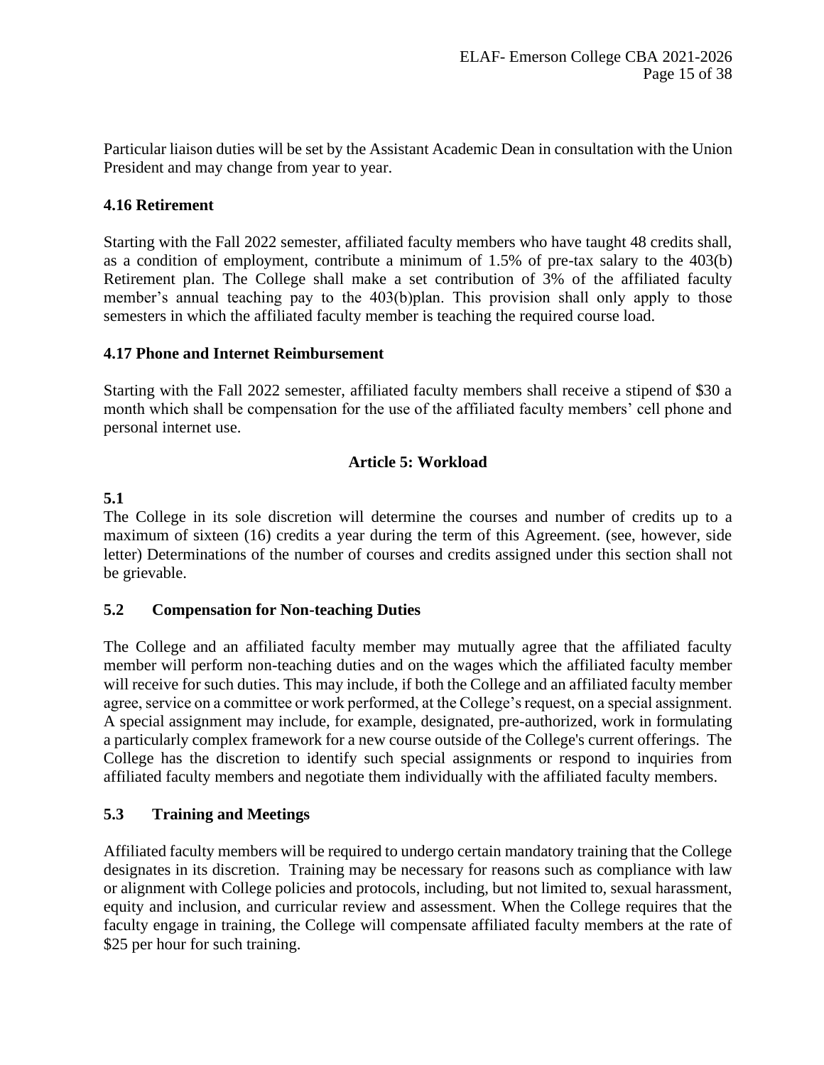Particular liaison duties will be set by the Assistant Academic Dean in consultation with the Union President and may change from year to year.

### 4.16 Retirement

Starting with the Fall 2022 semester, affiliated faculty members who have taught 48 credits shall, as a condition of employment, contribute a minimum of 1.5% of pre-tax salary to the 403(b) Retirement plan. The College shall make a set contribution of 3% of the affiliated faculty member's annual teaching pay to the 403(b)plan. This provision shall only apply to those semesters in which the affiliated faculty member is teaching the required course load.

### 4.17 Phone and Internet Reimbursement

Starting with the Fall 2022 semester, affiliated faculty members shall receive a stipend of $30 a month which shall be compensation for the use of the affiliated faculty members' cell phone and personal internet use.

## Article 5: Workload

### 5.1

The College in its sole discretion will determine the courses and number of credits up to a maximum of sixteen (16) credits a year during the term of this Agreement. (see, however, side letter) Determinations of the number of courses and credits assigned under this section shall not be grievable.

### 5.2 Compensation for Non-teaching Duties

The College and an affiliated faculty member may mutually agree that the affiliated faculty member will perform non-teaching duties and on the wages which the affiliated faculty member will receive for such duties. This may include, if both the College and an affiliated faculty member agree, service on a committee or work performed, at the College's request, on a special assignment. A special assignment may include, for example, designated, pre-authorized, work in formulating a particularly complex framework for a new course outside of the College's current offerings. The College has the discretion to identify such special assignments or respond to inquiries from affiliated faculty members and negotiate them individually with the affiliated faculty members.

### 5.3 Training and Meetings

Affiliated faculty members will be required to undergo certain mandatory training that the College designates in its discretion. Training may be necessary for reasons such as compliance with law or alignment with College policies and protocols, including, but not limited to, sexual harassment, equity and inclusion, and curricular review and assessment. When the College requires that the faculty engage in training, the College will compensate affiliated faculty members at the rate of $25 per hour for such training.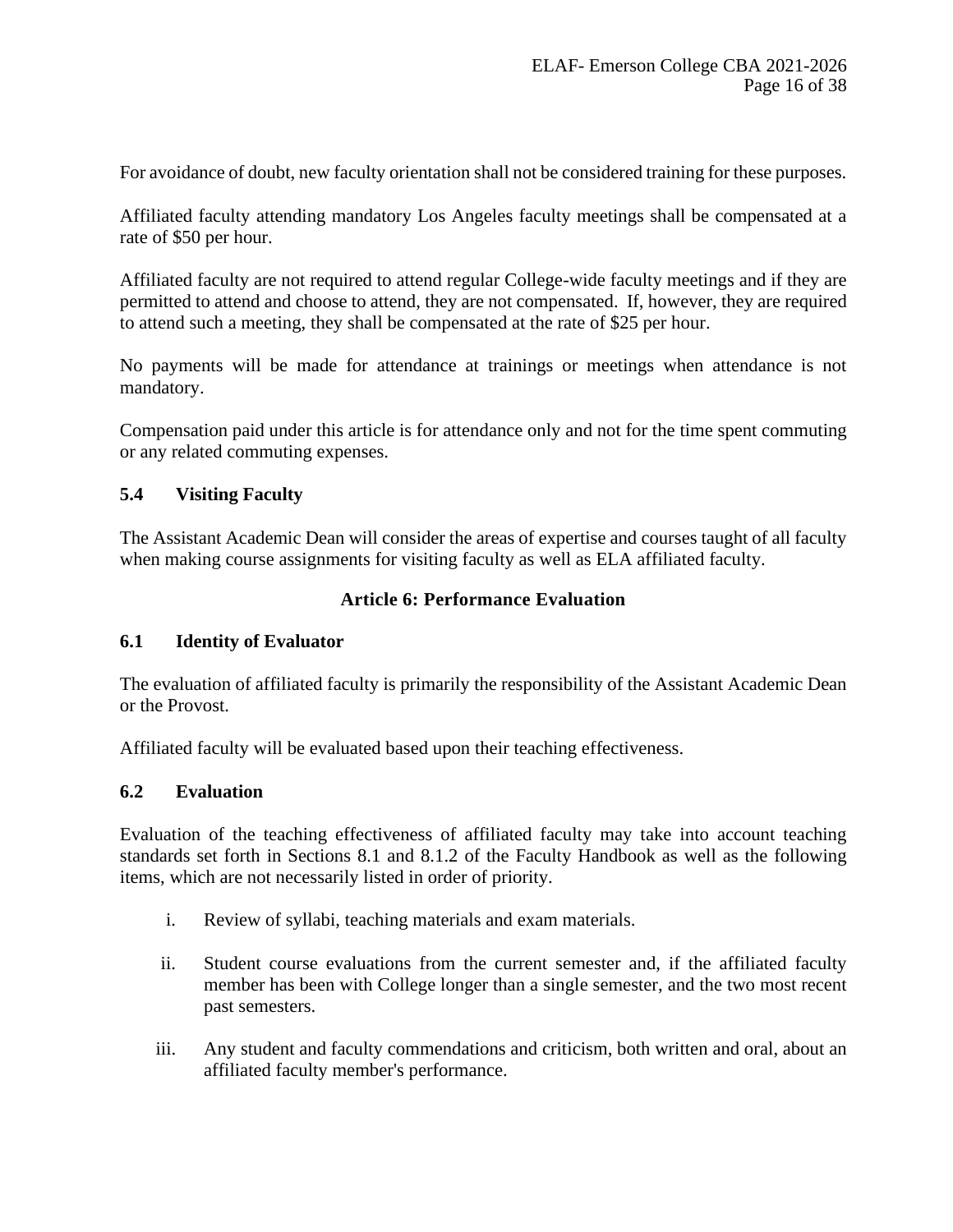For avoidance of doubt, new faculty orientation shall not be considered training for these purposes.

Affiliated faculty attending mandatory Los Angeles faculty meetings shall be compensated at a rate of $50 per hour.

Affiliated faculty are not required to attend regular College-wide faculty meetings and if they are permitted to attend and choose to attend, they are not compensated. If, however, they are required to attend such a meeting, they shall be compensated at the rate of $25 per hour.

No payments will be made for attendance at trainings or meetings when attendance is not mandatory.

Compensation paid under this article is for attendance only and not for the time spent commuting or any related commuting expenses.

### 5.4 Visiting Faculty

The Assistant Academic Dean will consider the areas of expertise and courses taught of all faculty when making course assignments for visiting faculty as well as ELA affiliated faculty.

## Article 6: Performance Evaluation

### 6.1 Identity of Evaluator

The evaluation of affiliated faculty is primarily the responsibility of the Assistant Academic Dean or the Provost.

Affiliated faculty will be evaluated based upon their teaching effectiveness.

### 6.2 Evaluation

Evaluation of the teaching effectiveness of affiliated faculty may take into account teaching standards set forth in Sections 8.1 and 8.1.2 of the Faculty Handbook as well as the following items, which are not necessarily listed in order of priority.

i. Review of syllabi, teaching materials and exam materials.

ii. Student course evaluations from the current semester and, if the affiliated faculty member has been with College longer than a single semester, and the two most recent past semesters.

iii. Any student and faculty commendations and criticism, both written and oral, about an affiliated faculty member's performance.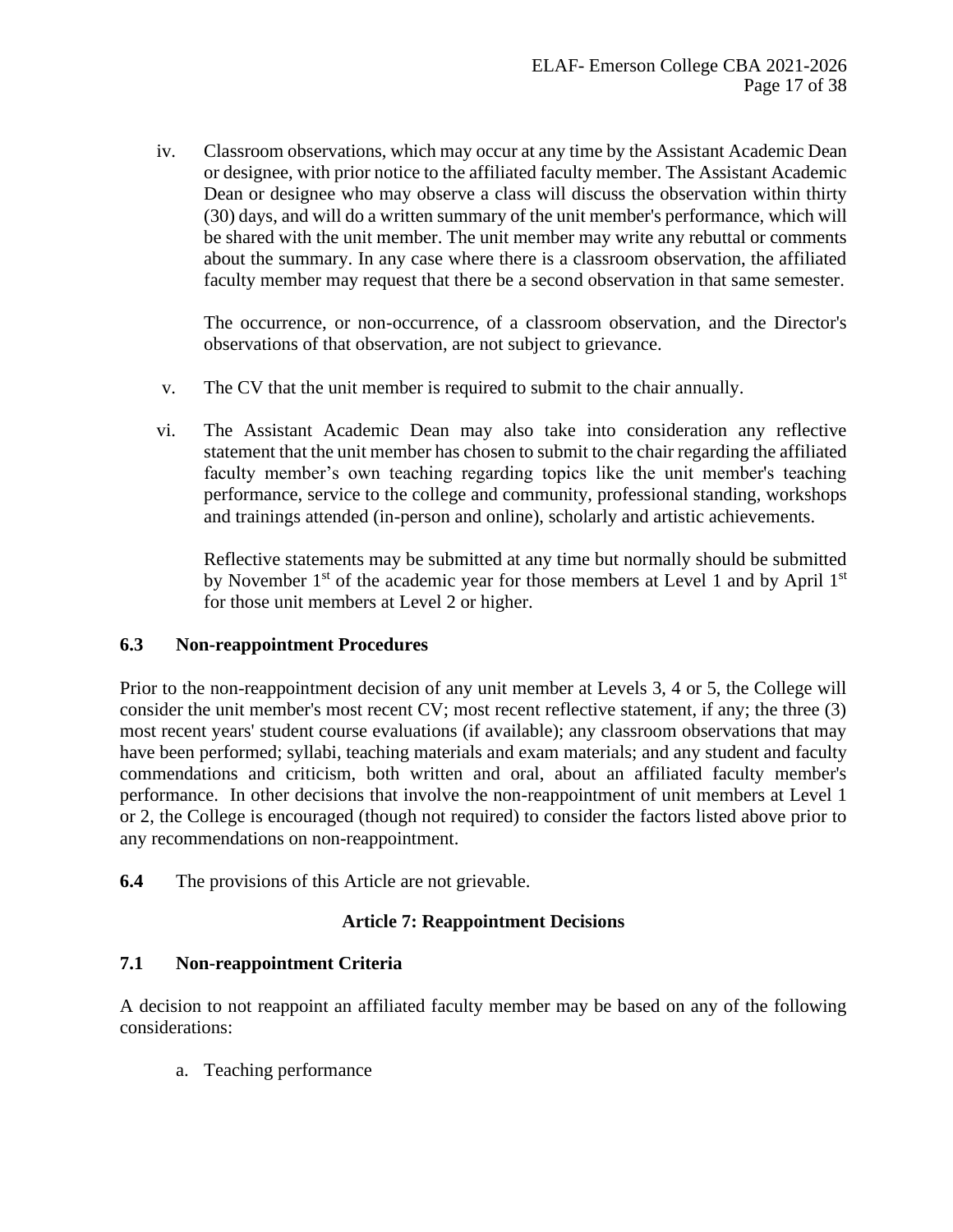iv. Classroom observations, which may occur at any time by the Assistant Academic Dean or designee, with prior notice to the affiliated faculty member. The Assistant Academic Dean or designee who may observe a class will discuss the observation within thirty (30) days, and will do a written summary of the unit member's performance, which will be shared with the unit member. The unit member may write any rebuttal or comments about the summary. In any case where there is a classroom observation, the affiliated faculty member may request that there be a second observation in that same semester.

    The occurrence, or non-occurrence, of a classroom observation, and the Director's observations of that observation, are not subject to grievance.

v. The CV that the unit member is required to submit to the chair annually.

vi. The Assistant Academic Dean may also take into consideration any reflective statement that the unit member has chosen to submit to the chair regarding the affiliated faculty member's own teaching regarding topics like the unit member's teaching performance, service to the college and community, professional standing, workshops and trainings attended (in-person and online), scholarly and artistic achievements.

    Reflective statements may be submitted at any time but normally should be submitted by November 1st of the academic year for those members at Level 1 and by April 1st for those unit members at Level 2 or higher.

### 6.3 Non-reappointment Procedures

Prior to the non-reappointment decision of any unit member at Levels 3, 4 or 5, the College will consider the unit member's most recent CV; most recent reflective statement, if any; the three (3) most recent years' student course evaluations (if available); any classroom observations that may have been performed; syllabi, teaching materials and exam materials; and any student and faculty commendations and criticism, both written and oral, about an affiliated faculty member's performance. In other decisions that involve the non-reappointment of unit members at Level 1 or 2, the College is encouraged (though not required) to consider the factors listed above prior to any recommendations on non-reappointment.

**6.4** The provisions of this Article are not grievable.

## Article 7: Reappointment Decisions

### 7.1 Non-reappointment Criteria

A decision to not reappoint an affiliated faculty member may be based on any of the following considerations:

a. Teaching performance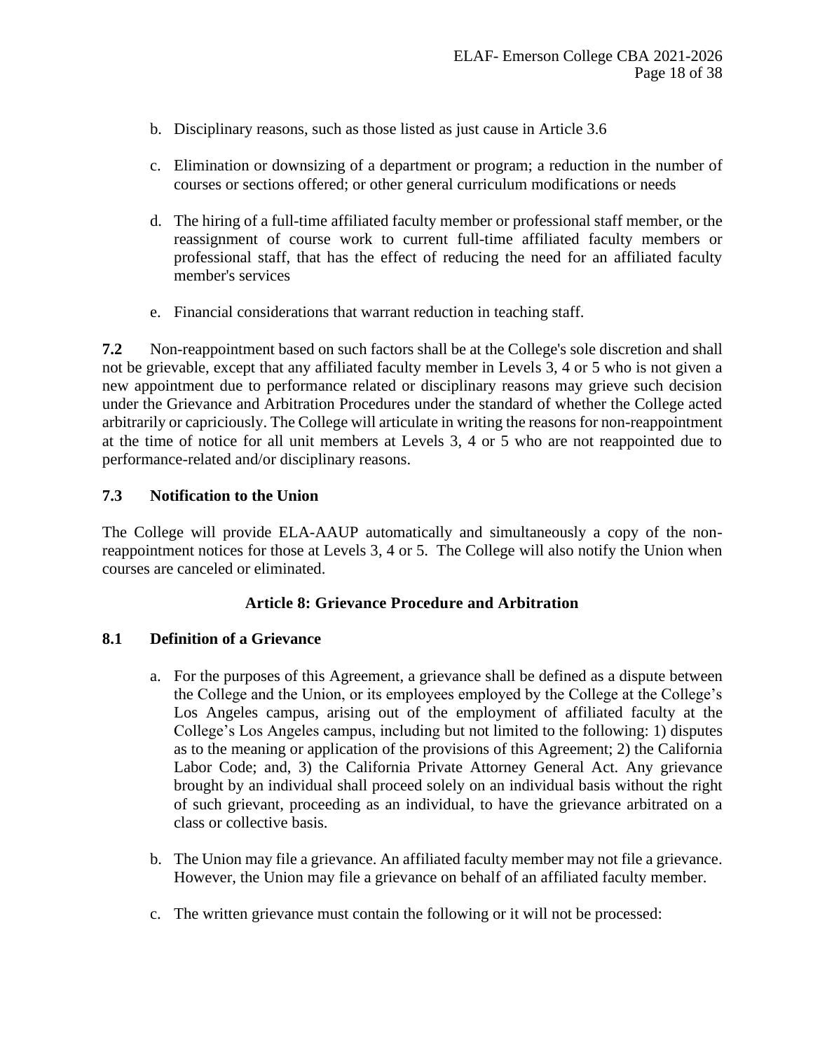b. Disciplinary reasons, such as those listed as just cause in Article 3.6

c. Elimination or downsizing of a department or program; a reduction in the number of courses or sections offered; or other general curriculum modifications or needs

d. The hiring of a full-time affiliated faculty member or professional staff member, or the reassignment of course work to current full-time affiliated faculty members or professional staff, that has the effect of reducing the need for an affiliated faculty member's services

e. Financial considerations that warrant reduction in teaching staff.

**7.2** Non-reappointment based on such factors shall be at the College's sole discretion and shall not be grievable, except that any affiliated faculty member in Levels 3, 4 or 5 who is not given a new appointment due to performance related or disciplinary reasons may grieve such decision under the Grievance and Arbitration Procedures under the standard of whether the College acted arbitrarily or capriciously. The College will articulate in writing the reasons for non-reappointment at the time of notice for all unit members at Levels 3, 4 or 5 who are not reappointed due to performance-related and/or disciplinary reasons.

**7.3 Notification to the Union**

The College will provide ELA-AAUP automatically and simultaneously a copy of the non-reappointment notices for those at Levels 3, 4 or 5. The College will also notify the Union when courses are canceled or eliminated.

## Article 8: Grievance Procedure and Arbitration

**8.1 Definition of a Grievance**

a. For the purposes of this Agreement, a grievance shall be defined as a dispute between the College and the Union, or its employees employed by the College at the College's Los Angeles campus, arising out of the employment of affiliated faculty at the College's Los Angeles campus, including but not limited to the following: 1) disputes as to the meaning or application of the provisions of this Agreement; 2) the California Labor Code; and, 3) the California Private Attorney General Act. Any grievance brought by an individual shall proceed solely on an individual basis without the right of such grievant, proceeding as an individual, to have the grievance arbitrated on a class or collective basis.

b. The Union may file a grievance. An affiliated faculty member may not file a grievance. However, the Union may file a grievance on behalf of an affiliated faculty member.

c. The written grievance must contain the following or it will not be processed: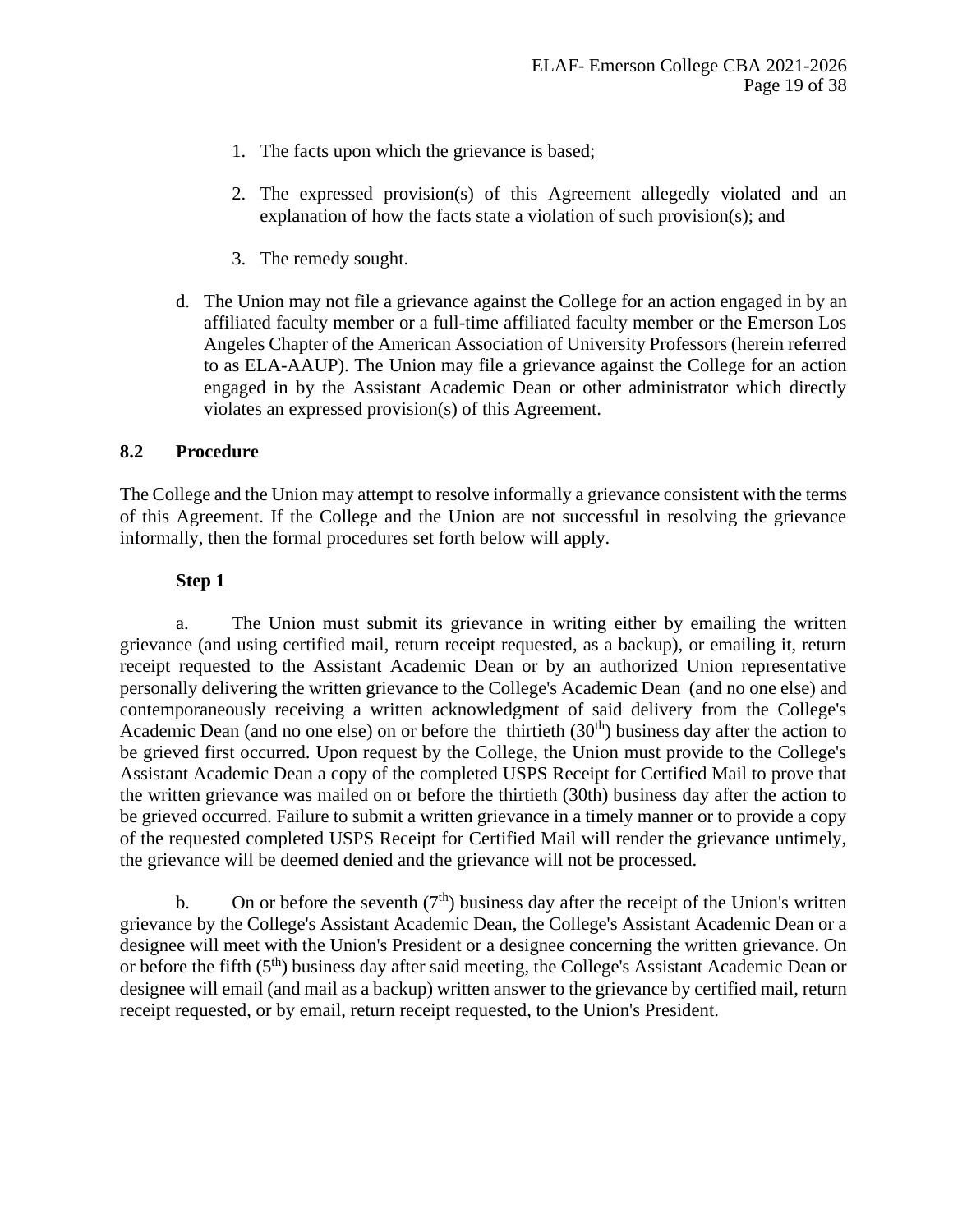1. The facts upon which the grievance is based;

2. The expressed provision(s) of this Agreement allegedly violated and an explanation of how the facts state a violation of such provision(s); and

3. The remedy sought.

d. The Union may not file a grievance against the College for an action engaged in by an affiliated faculty member or a full-time affiliated faculty member or the Emerson Los Angeles Chapter of the American Association of University Professors (herein referred to as ELA-AAUP). The Union may file a grievance against the College for an action engaged in by the Assistant Academic Dean or other administrator which directly violates an expressed provision(s) of this Agreement.

### 8.2 Procedure

The College and the Union may attempt to resolve informally a grievance consistent with the terms of this Agreement. If the College and the Union are not successful in resolving the grievance informally, then the formal procedures set forth below will apply.

**Step 1**

a. The Union must submit its grievance in writing either by emailing the written grievance (and using certified mail, return receipt requested, as a backup), or emailing it, return receipt requested to the Assistant Academic Dean or by an authorized Union representative personally delivering the written grievance to the College's Academic Dean (and no one else) and contemporaneously receiving a written acknowledgment of said delivery from the College's Academic Dean (and no one else) on or before the thirtieth (30th) business day after the action to be grieved first occurred. Upon request by the College, the Union must provide to the College's Assistant Academic Dean a copy of the completed USPS Receipt for Certified Mail to prove that the written grievance was mailed on or before the thirtieth (30th) business day after the action to be grieved occurred. Failure to submit a written grievance in a timely manner or to provide a copy of the requested completed USPS Receipt for Certified Mail will render the grievance untimely, the grievance will be deemed denied and the grievance will not be processed.

b. On or before the seventh (7th) business day after the receipt of the Union's written grievance by the College's Assistant Academic Dean, the College's Assistant Academic Dean or a designee will meet with the Union's President or a designee concerning the written grievance. On or before the fifth (5th) business day after said meeting, the College's Assistant Academic Dean or designee will email (and mail as a backup) written answer to the grievance by certified mail, return receipt requested, or by email, return receipt requested, to the Union's President.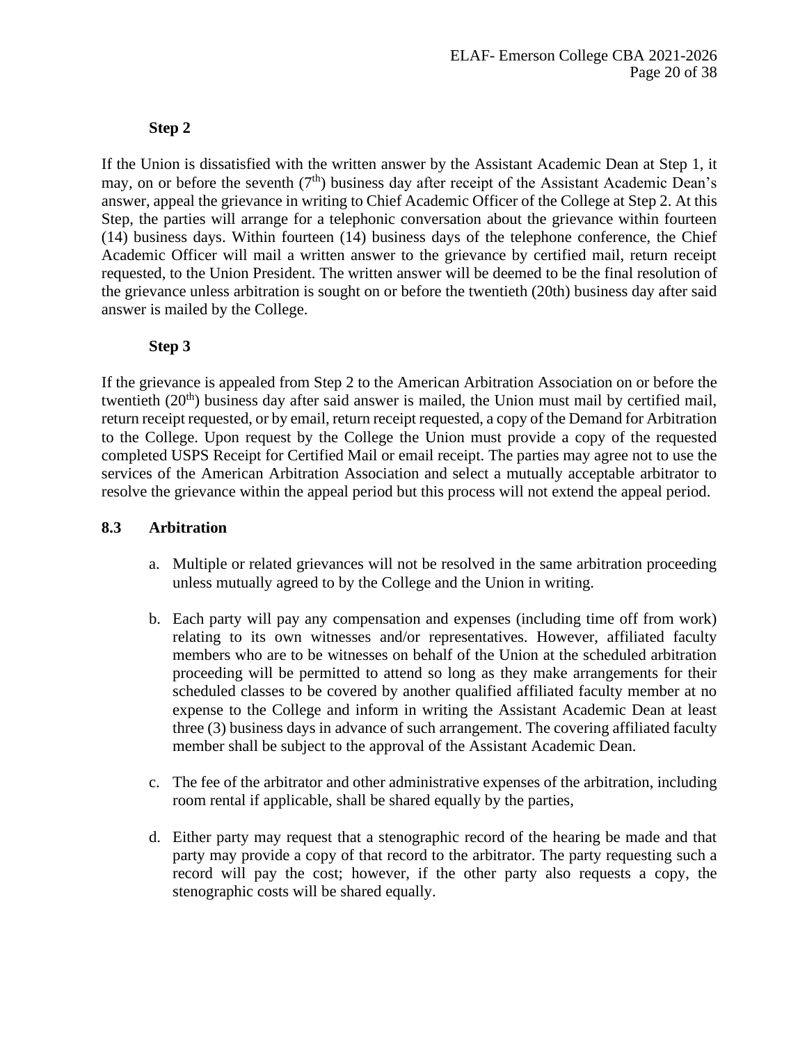**Step 2**

If the Union is dissatisfied with the written answer by the Assistant Academic Dean at Step 1, it may, on or before the seventh (7th) business day after receipt of the Assistant Academic Dean's answer, appeal the grievance in writing to Chief Academic Officer of the College at Step 2. At this Step, the parties will arrange for a telephonic conversation about the grievance within fourteen (14) business days. Within fourteen (14) business days of the telephone conference, the Chief Academic Officer will mail a written answer to the grievance by certified mail, return receipt requested, to the Union President. The written answer will be deemed to be the final resolution of the grievance unless arbitration is sought on or before the twentieth (20th) business day after said answer is mailed by the College.

**Step 3**

If the grievance is appealed from Step 2 to the American Arbitration Association on or before the twentieth (20th) business day after said answer is mailed, the Union must mail by certified mail, return receipt requested, or by email, return receipt requested, a copy of the Demand for Arbitration to the College. Upon request by the College the Union must provide a copy of the requested completed USPS Receipt for Certified Mail or email receipt. The parties may agree not to use the services of the American Arbitration Association and select a mutually acceptable arbitrator to resolve the grievance within the appeal period but this process will not extend the appeal period.

### 8.3 Arbitration

a. Multiple or related grievances will not be resolved in the same arbitration proceeding unless mutually agreed to by the College and the Union in writing.

b. Each party will pay any compensation and expenses (including time off from work) relating to its own witnesses and/or representatives. However, affiliated faculty members who are to be witnesses on behalf of the Union at the scheduled arbitration proceeding will be permitted to attend so long as they make arrangements for their scheduled classes to be covered by another qualified affiliated faculty member at no expense to the College and inform in writing the Assistant Academic Dean at least three (3) business days in advance of such arrangement. The covering affiliated faculty member shall be subject to the approval of the Assistant Academic Dean.

c. The fee of the arbitrator and other administrative expenses of the arbitration, including room rental if applicable, shall be shared equally by the parties,

d. Either party may request that a stenographic record of the hearing be made and that party may provide a copy of that record to the arbitrator. The party requesting such a record will pay the cost; however, if the other party also requests a copy, the stenographic costs will be shared equally.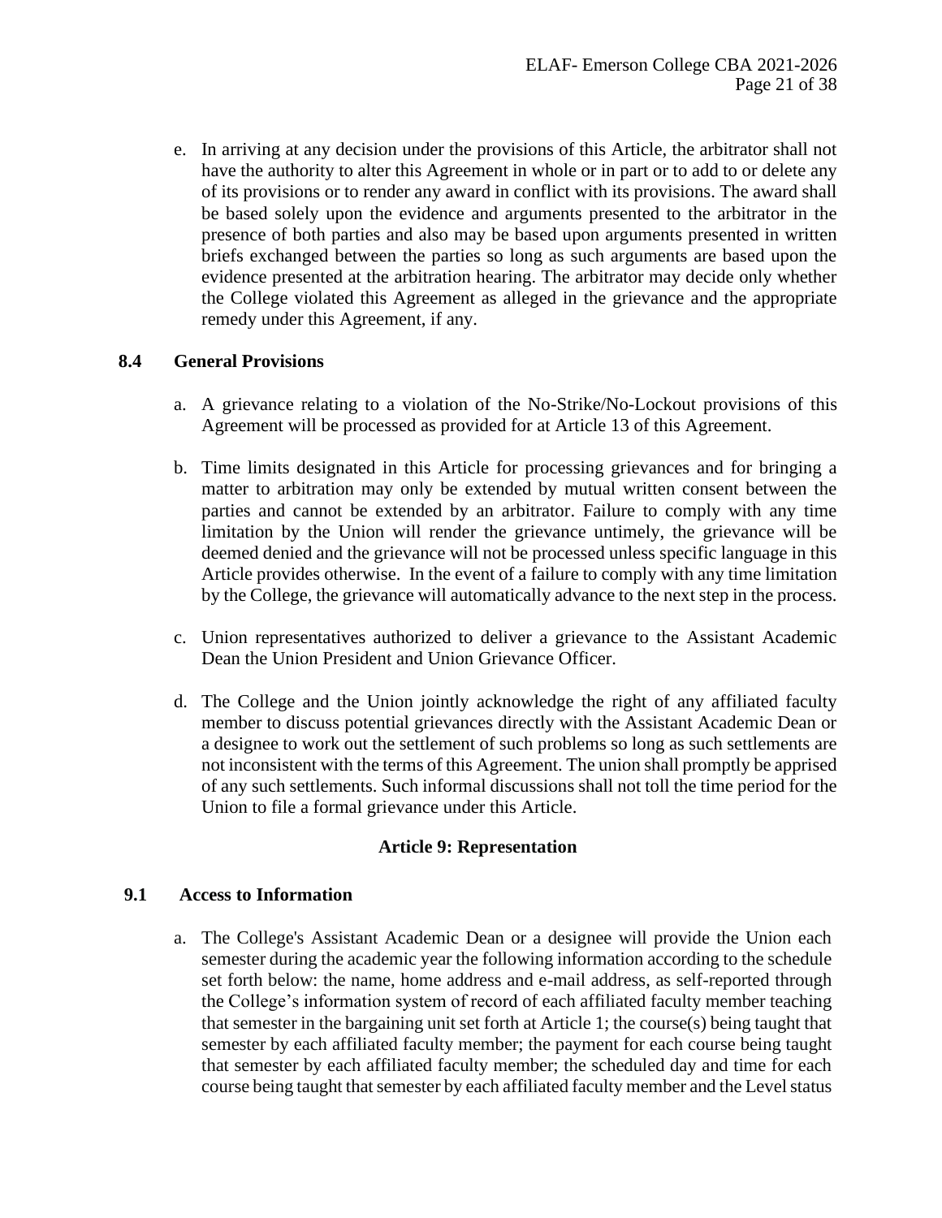e. In arriving at any decision under the provisions of this Article, the arbitrator shall not have the authority to alter this Agreement in whole or in part or to add to or delete any of its provisions or to render any award in conflict with its provisions. The award shall be based solely upon the evidence and arguments presented to the arbitrator in the presence of both parties and also may be based upon arguments presented in written briefs exchanged between the parties so long as such arguments are based upon the evidence presented at the arbitration hearing. The arbitrator may decide only whether the College violated this Agreement as alleged in the grievance and the appropriate remedy under this Agreement, if any.

### 8.4 General Provisions

a. A grievance relating to a violation of the No-Strike/No-Lockout provisions of this Agreement will be processed as provided for at Article 13 of this Agreement.

b. Time limits designated in this Article for processing grievances and for bringing a matter to arbitration may only be extended by mutual written consent between the parties and cannot be extended by an arbitrator. Failure to comply with any time limitation by the Union will render the grievance untimely, the grievance will be deemed denied and the grievance will not be processed unless specific language in this Article provides otherwise. In the event of a failure to comply with any time limitation by the College, the grievance will automatically advance to the next step in the process.

c. Union representatives authorized to deliver a grievance to the Assistant Academic Dean the Union President and Union Grievance Officer.

d. The College and the Union jointly acknowledge the right of any affiliated faculty member to discuss potential grievances directly with the Assistant Academic Dean or a designee to work out the settlement of such problems so long as such settlements are not inconsistent with the terms of this Agreement. The union shall promptly be apprised of any such settlements. Such informal discussions shall not toll the time period for the Union to file a formal grievance under this Article.

## Article 9: Representation

### 9.1 Access to Information

a. The College's Assistant Academic Dean or a designee will provide the Union each semester during the academic year the following information according to the schedule set forth below: the name, home address and e-mail address, as self-reported through the College's information system of record of each affiliated faculty member teaching that semester in the bargaining unit set forth at Article 1; the course(s) being taught that semester by each affiliated faculty member; the payment for each course being taught that semester by each affiliated faculty member; the scheduled day and time for each course being taught that semester by each affiliated faculty member and the Level status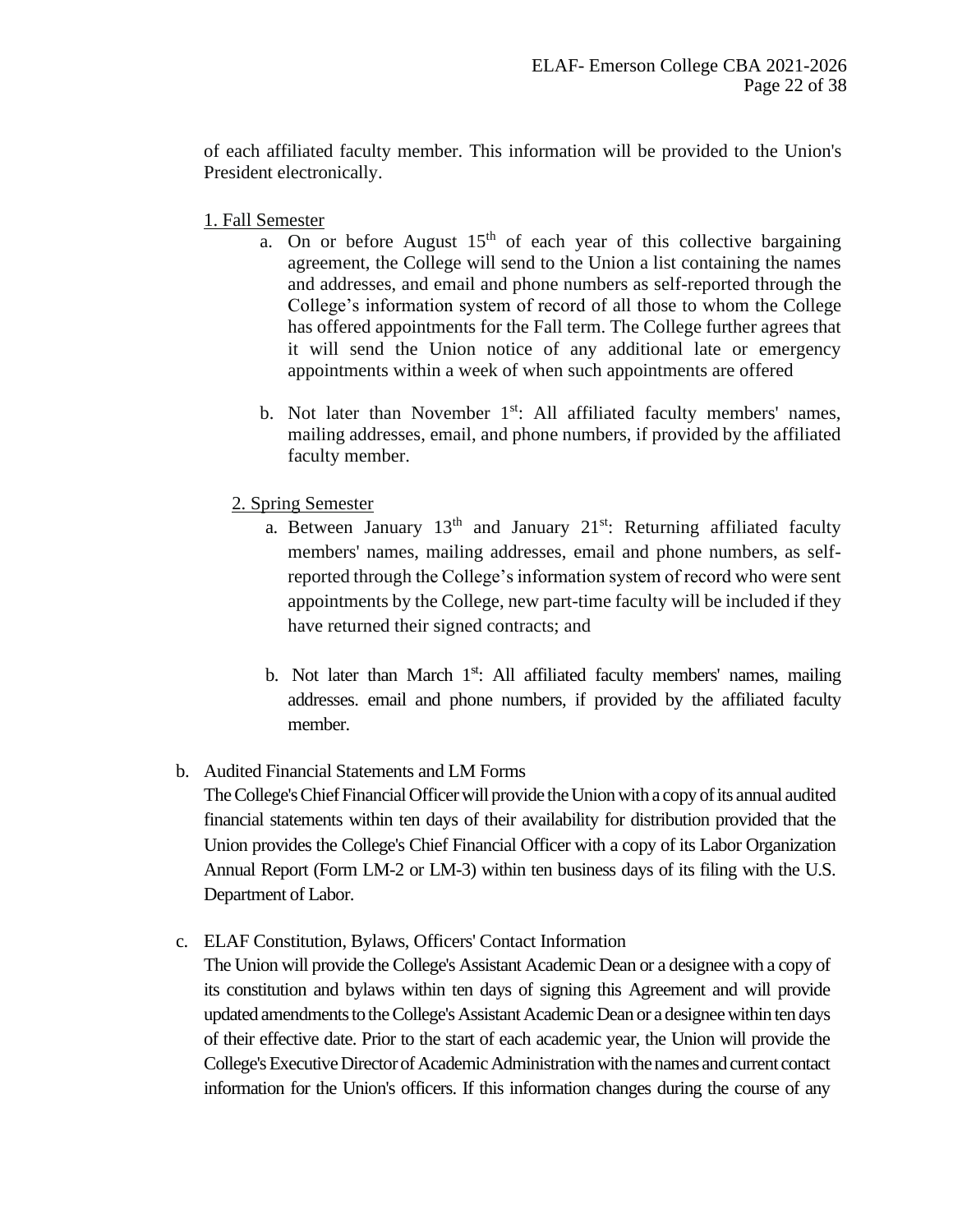of each affiliated faculty member. This information will be provided to the Union's President electronically.

1. Fall Semester

   a. On or before August 15th of each year of this collective bargaining agreement, the College will send to the Union a list containing the names and addresses, and email and phone numbers as self-reported through the College's information system of record of all those to whom the College has offered appointments for the Fall term. The College further agrees that it will send the Union notice of any additional late or emergency appointments within a week of when such appointments are offered

   b. Not later than November 1st: All affiliated faculty members' names, mailing addresses, email, and phone numbers, if provided by the affiliated faculty member.

2. Spring Semester

   a. Between January 13th and January 21st: Returning affiliated faculty members' names, mailing addresses, email and phone numbers, as self-reported through the College's information system of record who were sent appointments by the College, new part-time faculty will be included if they have returned their signed contracts; and

   b. Not later than March 1st: All affiliated faculty members' names, mailing addresses. email and phone numbers, if provided by the affiliated faculty member.

b. Audited Financial Statements and LM Forms
The College's Chief Financial Officer will provide the Union with a copy of its annual audited financial statements within ten days of their availability for distribution provided that the Union provides the College's Chief Financial Officer with a copy of its Labor Organization Annual Report (Form LM-2 or LM-3) within ten business days of its filing with the U.S. Department of Labor.

c. ELAF Constitution, Bylaws, Officers' Contact Information
The Union will provide the College's Assistant Academic Dean or a designee with a copy of its constitution and bylaws within ten days of signing this Agreement and will provide updated amendments to the College's Assistant Academic Dean or a designee within ten days of their effective date. Prior to the start of each academic year, the Union will provide the College's Executive Director of Academic Administration with the names and current contact information for the Union's officers. If this information changes during the course of any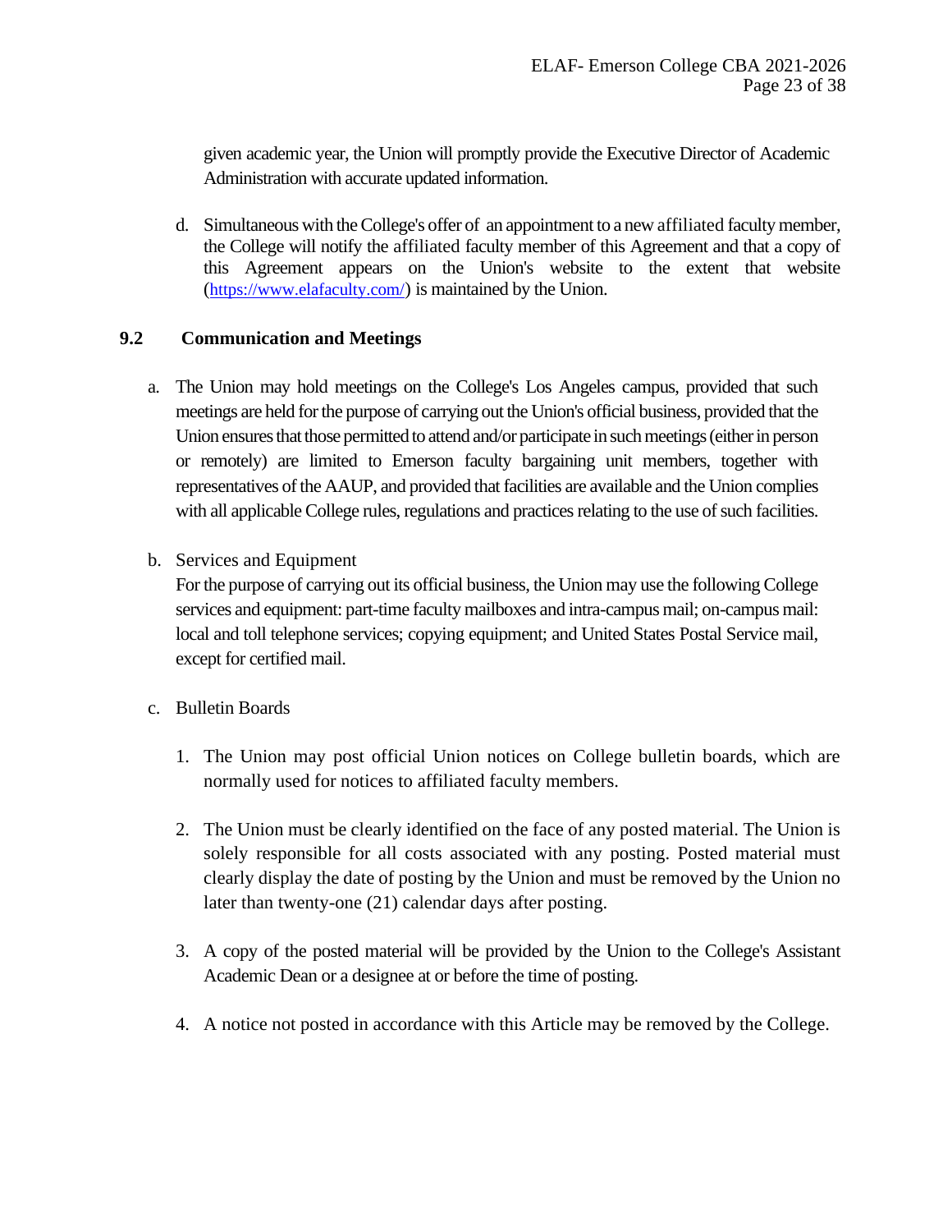given academic year, the Union will promptly provide the Executive Director of Academic Administration with accurate updated information.

d. Simultaneous with the College's offer of an appointment to a new affiliated faculty member, the College will notify the affiliated faculty member of this Agreement and that a copy of this Agreement appears on the Union's website to the extent that website (https://www.elafaculty.com/) is maintained by the Union.

## 9.2 Communication and Meetings

a. The Union may hold meetings on the College's Los Angeles campus, provided that such meetings are held for the purpose of carrying out the Union's official business, provided that the Union ensures that those permitted to attend and/or participate in such meetings (either in person or remotely) are limited to Emerson faculty bargaining unit members, together with representatives of the AAUP, and provided that facilities are available and the Union complies with all applicable College rules, regulations and practices relating to the use of such facilities.

b. Services and Equipment

For the purpose of carrying out its official business, the Union may use the following College services and equipment: part-time faculty mailboxes and intra-campus mail; on-campus mail: local and toll telephone services; copying equipment; and United States Postal Service mail, except for certified mail.

c. Bulletin Boards

1. The Union may post official Union notices on College bulletin boards, which are normally used for notices to affiliated faculty members.

2. The Union must be clearly identified on the face of any posted material. The Union is solely responsible for all costs associated with any posting. Posted material must clearly display the date of posting by the Union and must be removed by the Union no later than twenty-one (21) calendar days after posting.

3. A copy of the posted material will be provided by the Union to the College's Assistant Academic Dean or a designee at or before the time of posting.

4. A notice not posted in accordance with this Article may be removed by the College.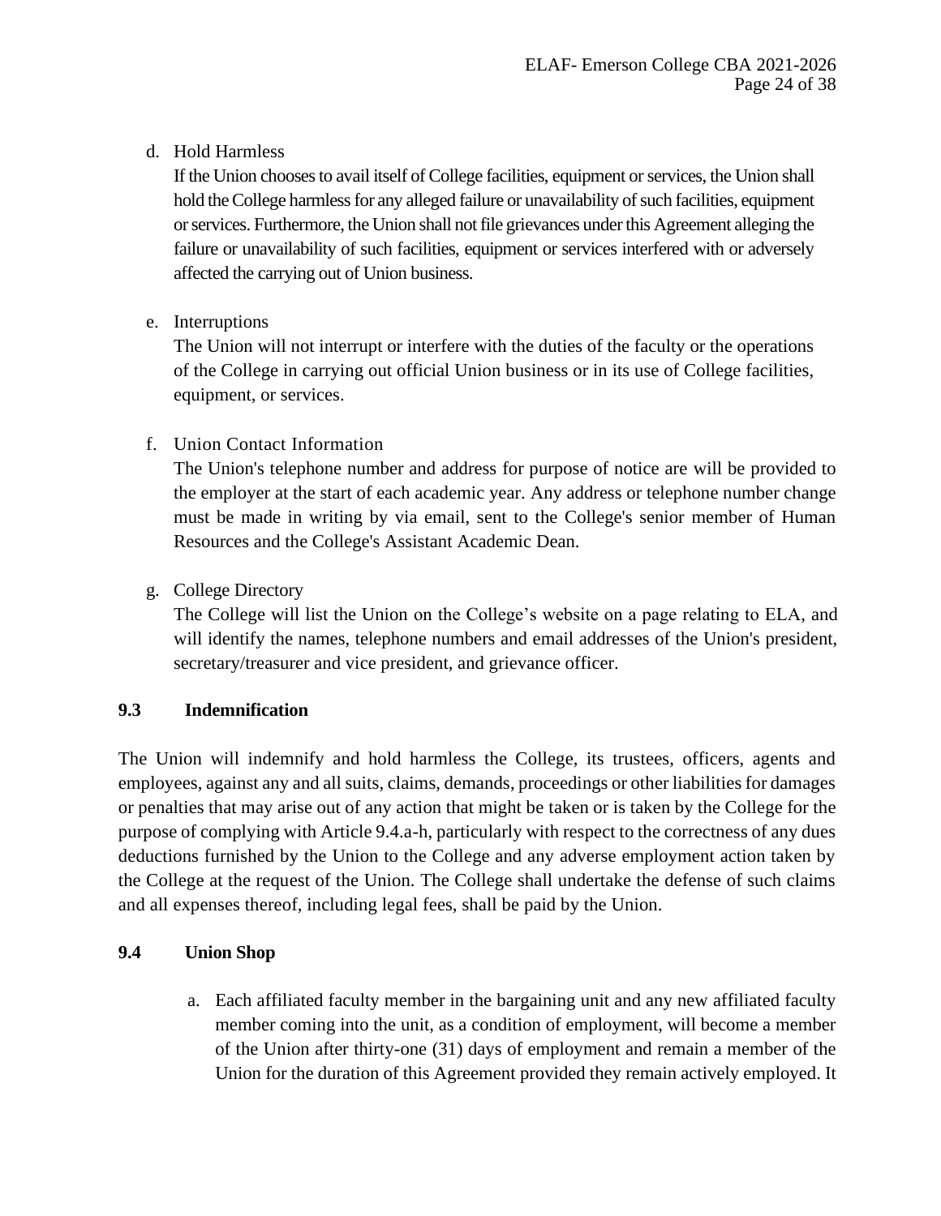d. Hold Harmless

If the Union chooses to avail itself of College facilities, equipment or services, the Union shall hold the College harmless for any alleged failure or unavailability of such facilities, equipment or services. Furthermore, the Union shall not file grievances under this Agreement alleging the failure or unavailability of such facilities, equipment or services interfered with or adversely affected the carrying out of Union business.

e. Interruptions

The Union will not interrupt or interfere with the duties of the faculty or the operations of the College in carrying out official Union business or in its use of College facilities, equipment, or services.

f. Union Contact Information

The Union's telephone number and address for purpose of notice are will be provided to the employer at the start of each academic year. Any address or telephone number change must be made in writing by via email, sent to the College's senior member of Human Resources and the College's Assistant Academic Dean.

g. College Directory

The College will list the Union on the College's website on a page relating to ELA, and will identify the names, telephone numbers and email addresses of the Union's president, secretary/treasurer and vice president, and grievance officer.

### 9.3 Indemnification

The Union will indemnify and hold harmless the College, its trustees, officers, agents and employees, against any and all suits, claims, demands, proceedings or other liabilities for damages or penalties that may arise out of any action that might be taken or is taken by the College for the purpose of complying with Article 9.4.a-h, particularly with respect to the correctness of any dues deductions furnished by the Union to the College and any adverse employment action taken by the College at the request of the Union. The College shall undertake the defense of such claims and all expenses thereof, including legal fees, shall be paid by the Union.

### 9.4 Union Shop

a. Each affiliated faculty member in the bargaining unit and any new affiliated faculty member coming into the unit, as a condition of employment, will become a member of the Union after thirty-one (31) days of employment and remain a member of the Union for the duration of this Agreement provided they remain actively employed. It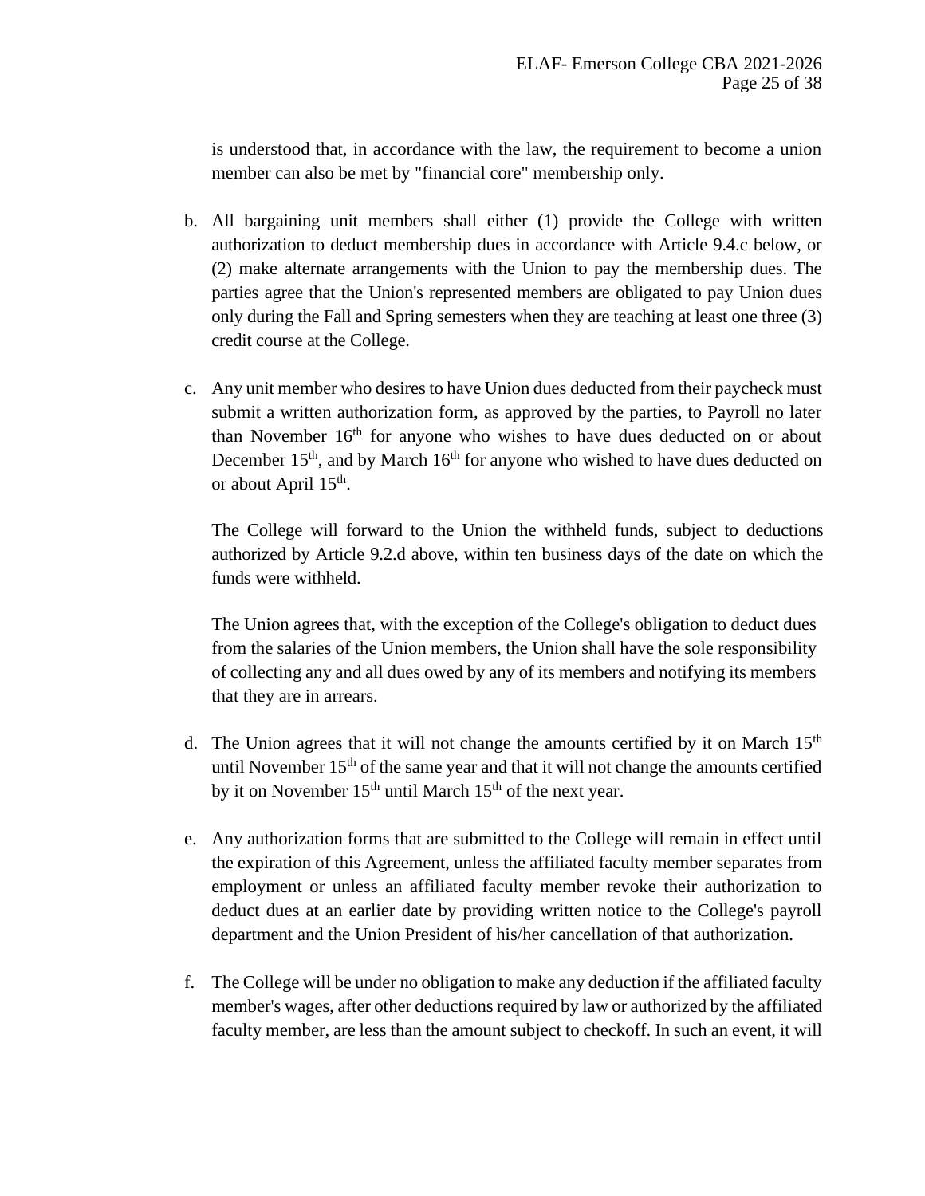is understood that, in accordance with the law, the requirement to become a union member can also be met by "financial core" membership only.

b. All bargaining unit members shall either (1) provide the College with written authorization to deduct membership dues in accordance with Article 9.4.c below, or (2) make alternate arrangements with the Union to pay the membership dues. The parties agree that the Union's represented members are obligated to pay Union dues only during the Fall and Spring semesters when they are teaching at least one three (3) credit course at the College.

c. Any unit member who desires to have Union dues deducted from their paycheck must submit a written authorization form, as approved by the parties, to Payroll no later than November 16th for anyone who wishes to have dues deducted on or about December 15th, and by March 16th for anyone who wished to have dues deducted on or about April 15th.

   The College will forward to the Union the withheld funds, subject to deductions authorized by Article 9.2.d above, within ten business days of the date on which the funds were withheld.

   The Union agrees that, with the exception of the College's obligation to deduct dues from the salaries of the Union members, the Union shall have the sole responsibility of collecting any and all dues owed by any of its members and notifying its members that they are in arrears.

d. The Union agrees that it will not change the amounts certified by it on March 15th until November 15th of the same year and that it will not change the amounts certified by it on November 15th until March 15th of the next year.

e. Any authorization forms that are submitted to the College will remain in effect until the expiration of this Agreement, unless the affiliated faculty member separates from employment or unless an affiliated faculty member revoke their authorization to deduct dues at an earlier date by providing written notice to the College's payroll department and the Union President of his/her cancellation of that authorization.

f. The College will be under no obligation to make any deduction if the affiliated faculty member's wages, after other deductions required by law or authorized by the affiliated faculty member, are less than the amount subject to checkoff. In such an event, it will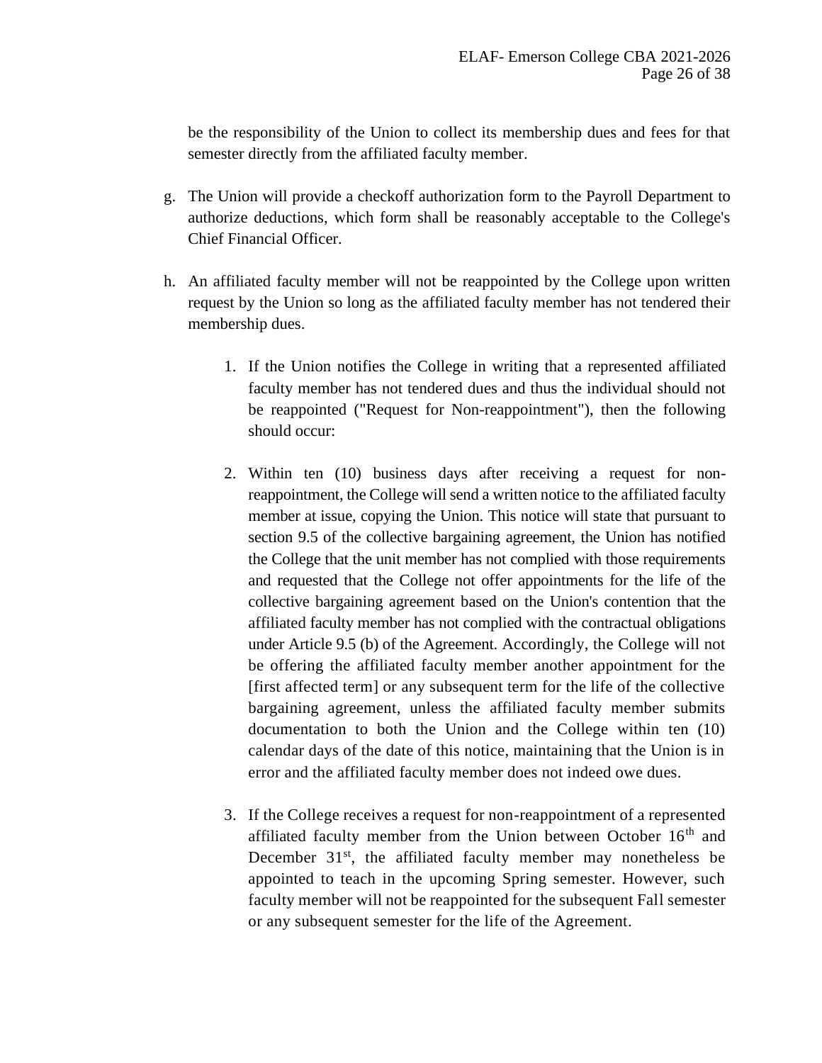be the responsibility of the Union to collect its membership dues and fees for that semester directly from the affiliated faculty member.

g. The Union will provide a checkoff authorization form to the Payroll Department to authorize deductions, which form shall be reasonably acceptable to the College's Chief Financial Officer.

h. An affiliated faculty member will not be reappointed by the College upon written request by the Union so long as the affiliated faculty member has not tendered their membership dues.

    1. If the Union notifies the College in writing that a represented affiliated faculty member has not tendered dues and thus the individual should not be reappointed ("Request for Non-reappointment"), then the following should occur:

    2. Within ten (10) business days after receiving a request for non-reappointment, the College will send a written notice to the affiliated faculty member at issue, copying the Union. This notice will state that pursuant to section 9.5 of the collective bargaining agreement, the Union has notified the College that the unit member has not complied with those requirements and requested that the College not offer appointments for the life of the collective bargaining agreement based on the Union's contention that the affiliated faculty member has not complied with the contractual obligations under Article 9.5 (b) of the Agreement. Accordingly, the College will not be offering the affiliated faculty member another appointment for the [first affected term] or any subsequent term for the life of the collective bargaining agreement, unless the affiliated faculty member submits documentation to both the Union and the College within ten (10) calendar days of the date of this notice, maintaining that the Union is in error and the affiliated faculty member does not indeed owe dues.

    3. If the College receives a request for non-reappointment of a represented affiliated faculty member from the Union between October 16th and December 31st, the affiliated faculty member may nonetheless be appointed to teach in the upcoming Spring semester. However, such faculty member will not be reappointed for the subsequent Fall semester or any subsequent semester for the life of the Agreement.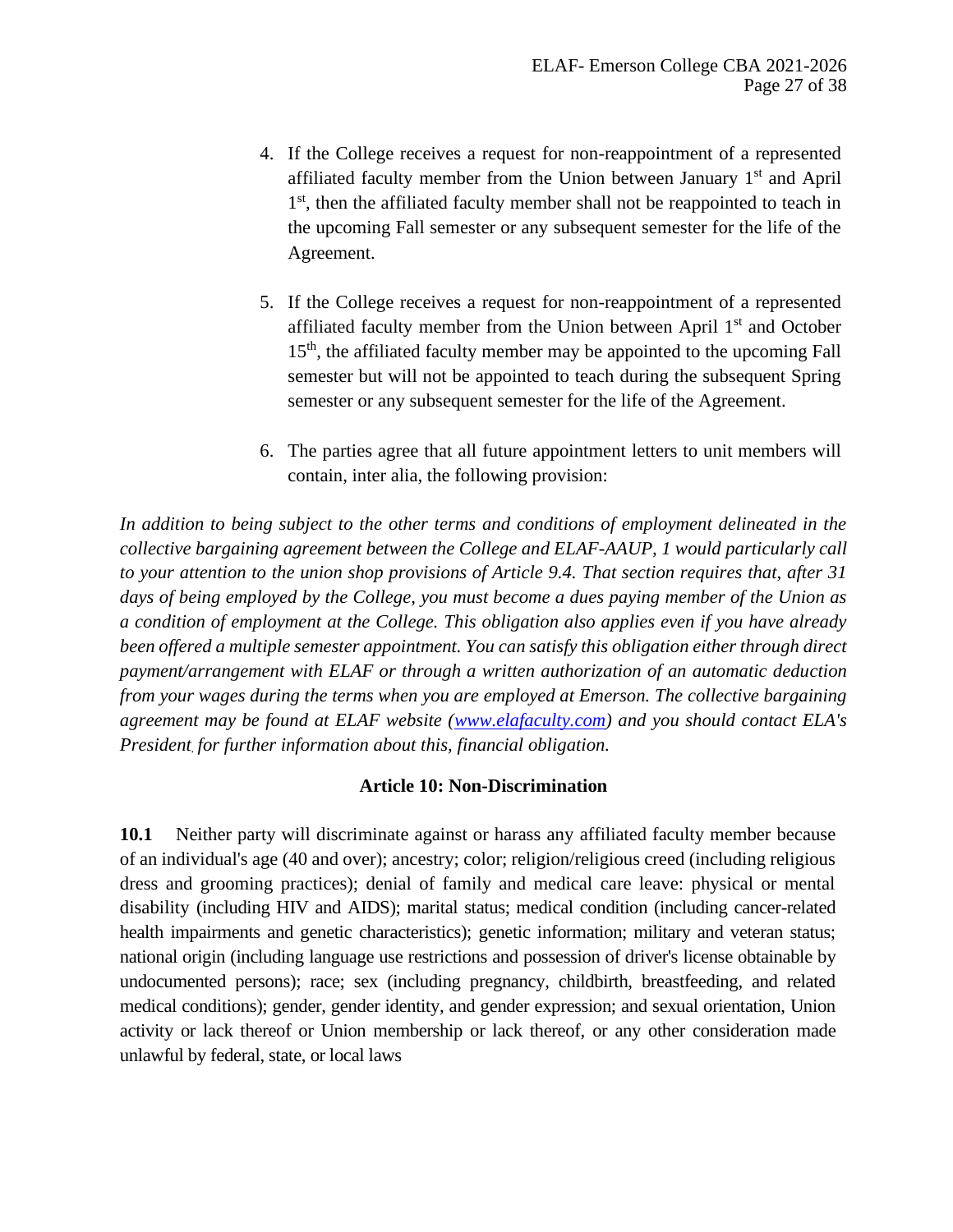4. If the College receives a request for non-reappointment of a represented affiliated faculty member from the Union between January 1st and April 1st, then the affiliated faculty member shall not be reappointed to teach in the upcoming Fall semester or any subsequent semester for the life of the Agreement.

5. If the College receives a request for non-reappointment of a represented affiliated faculty member from the Union between April 1st and October 15th, the affiliated faculty member may be appointed to the upcoming Fall semester but will not be appointed to teach during the subsequent Spring semester or any subsequent semester for the life of the Agreement.

6. The parties agree that all future appointment letters to unit members will contain, inter alia, the following provision:

*In addition to being subject to the other terms and conditions of employment delineated in the collective bargaining agreement between the College and ELAF-AAUP, 1 would particularly call to your attention to the union shop provisions of Article 9.4. That section requires that, after 31 days of being employed by the College, you must become a dues paying member of the Union as a condition of employment at the College. This obligation also applies even if you have already been offered a multiple semester appointment. You can satisfy this obligation either through direct payment/arrangement with ELAF or through a written authorization of an automatic deduction from your wages during the terms when you are employed at Emerson. The collective bargaining agreement may be found at ELAF website ([www.elafaculty.com](www.elafaculty.com)) and you should contact ELA's President. for further information about this, financial obligation.*

## Article 10: Non-Discrimination

**10.1** Neither party will discriminate against or harass any affiliated faculty member because of an individual's age (40 and over); ancestry; color; religion/religious creed (including religious dress and grooming practices); denial of family and medical care leave: physical or mental disability (including HIV and AIDS); marital status; medical condition (including cancer-related health impairments and genetic characteristics); genetic information; military and veteran status; national origin (including language use restrictions and possession of driver's license obtainable by undocumented persons); race; sex (including pregnancy, childbirth, breastfeeding, and related medical conditions); gender, gender identity, and gender expression; and sexual orientation, Union activity or lack thereof or Union membership or lack thereof, or any other consideration made unlawful by federal, state, or local laws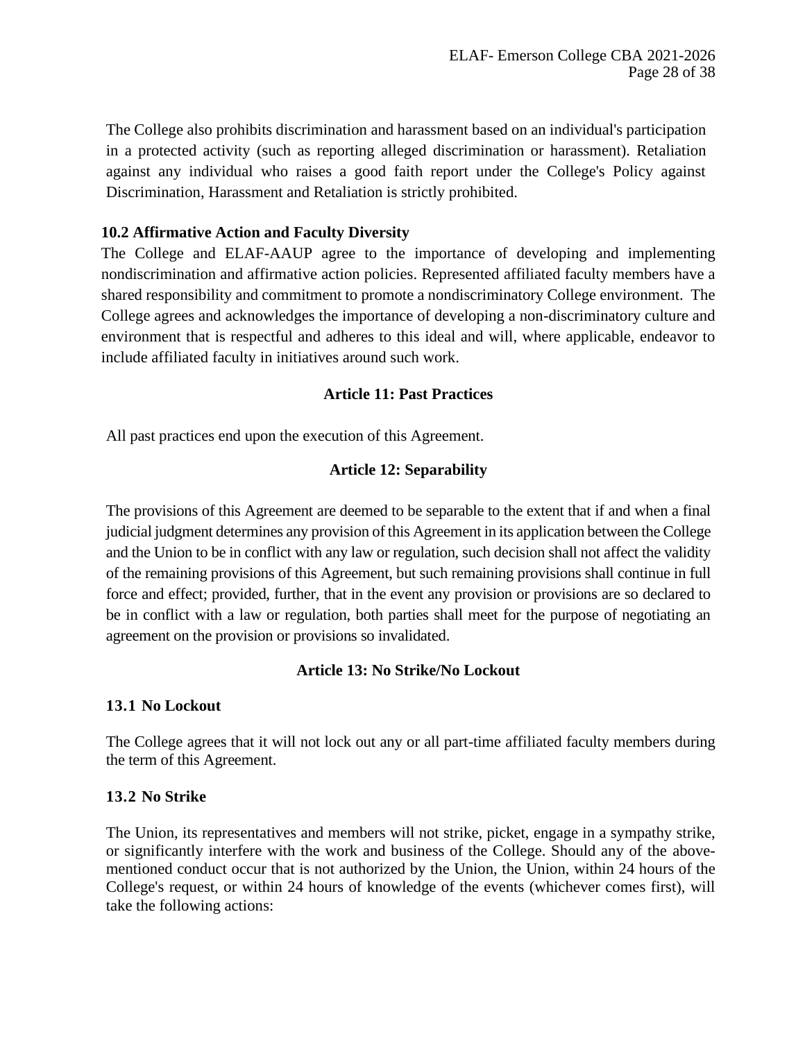The College also prohibits discrimination and harassment based on an individual's participation in a protected activity (such as reporting alleged discrimination or harassment). Retaliation against any individual who raises a good faith report under the College's Policy against Discrimination, Harassment and Retaliation is strictly prohibited.

### 10.2 Affirmative Action and Faculty Diversity

The College and ELAF-AAUP agree to the importance of developing and implementing nondiscrimination and affirmative action policies. Represented affiliated faculty members have a shared responsibility and commitment to promote a nondiscriminatory College environment. The College agrees and acknowledges the importance of developing a non-discriminatory culture and environment that is respectful and adheres to this ideal and will, where applicable, endeavor to include affiliated faculty in initiatives around such work.

## Article 11: Past Practices

All past practices end upon the execution of this Agreement.

## Article 12: Separability

The provisions of this Agreement are deemed to be separable to the extent that if and when a final judicial judgment determines any provision of this Agreement in its application between the College and the Union to be in conflict with any law or regulation, such decision shall not affect the validity of the remaining provisions of this Agreement, but such remaining provisions shall continue in full force and effect; provided, further, that in the event any provision or provisions are so declared to be in conflict with a law or regulation, both parties shall meet for the purpose of negotiating an agreement on the provision or provisions so invalidated.

## Article 13: No Strike/No Lockout

### 13.1 No Lockout

The College agrees that it will not lock out any or all part-time affiliated faculty members during the term of this Agreement.

### 13.2 No Strike

The Union, its representatives and members will not strike, picket, engage in a sympathy strike, or significantly interfere with the work and business of the College. Should any of the above-mentioned conduct occur that is not authorized by the Union, the Union, within 24 hours of the College's request, or within 24 hours of knowledge of the events (whichever comes first), will take the following actions: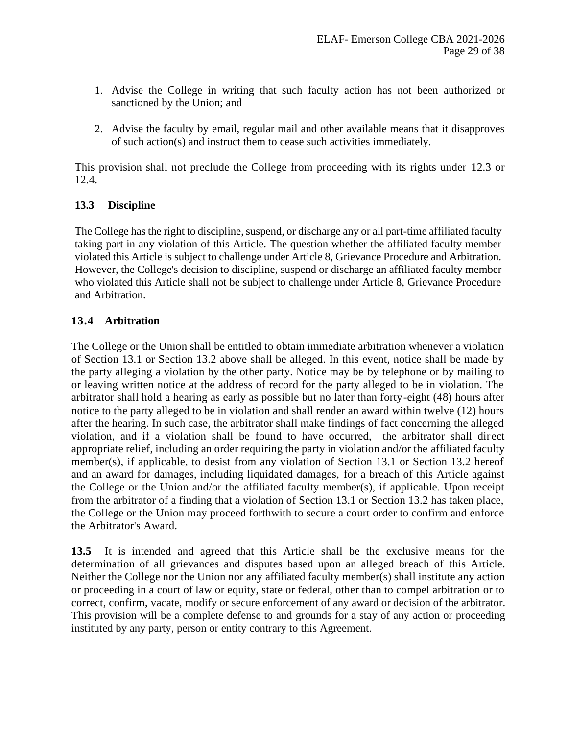1. Advise the College in writing that such faculty action has not been authorized or sanctioned by the Union; and

2. Advise the faculty by email, regular mail and other available means that it disapproves of such action(s) and instruct them to cease such activities immediately.

This provision shall not preclude the College from proceeding with its rights under 12.3 or 12.4.

### 13.3 Discipline

The College has the right to discipline, suspend, or discharge any or all part-time affiliated faculty taking part in any violation of this Article. The question whether the affiliated faculty member violated this Article is subject to challenge under Article 8, Grievance Procedure and Arbitration. However, the College's decision to discipline, suspend or discharge an affiliated faculty member who violated this Article shall not be subject to challenge under Article 8, Grievance Procedure and Arbitration.

### 13.4 Arbitration

The College or the Union shall be entitled to obtain immediate arbitration whenever a violation of Section 13.1 or Section 13.2 above shall be alleged. In this event, notice shall be made by the party alleging a violation by the other party. Notice may be by telephone or by mailing to or leaving written notice at the address of record for the party alleged to be in violation. The arbitrator shall hold a hearing as early as possible but no later than forty-eight (48) hours after notice to the party alleged to be in violation and shall render an award within twelve (12) hours after the hearing. In such case, the arbitrator shall make findings of fact concerning the alleged violation, and if a violation shall be found to have occurred, the arbitrator shall direct appropriate relief, including an order requiring the party in violation and/or the affiliated faculty member(s), if applicable, to desist from any violation of Section 13.1 or Section 13.2 hereof and an award for damages, including liquidated damages, for a breach of this Article against the College or the Union and/or the affiliated faculty member(s), if applicable. Upon receipt from the arbitrator of a finding that a violation of Section 13.1 or Section 13.2 has taken place, the College or the Union may proceed forthwith to secure a court order to confirm and enforce the Arbitrator's Award.

**13.5** It is intended and agreed that this Article shall be the exclusive means for the determination of all grievances and disputes based upon an alleged breach of this Article. Neither the College nor the Union nor any affiliated faculty member(s) shall institute any action or proceeding in a court of law or equity, state or federal, other than to compel arbitration or to correct, confirm, vacate, modify or secure enforcement of any award or decision of the arbitrator. This provision will be a complete defense to and grounds for a stay of any action or proceeding instituted by any party, person or entity contrary to this Agreement.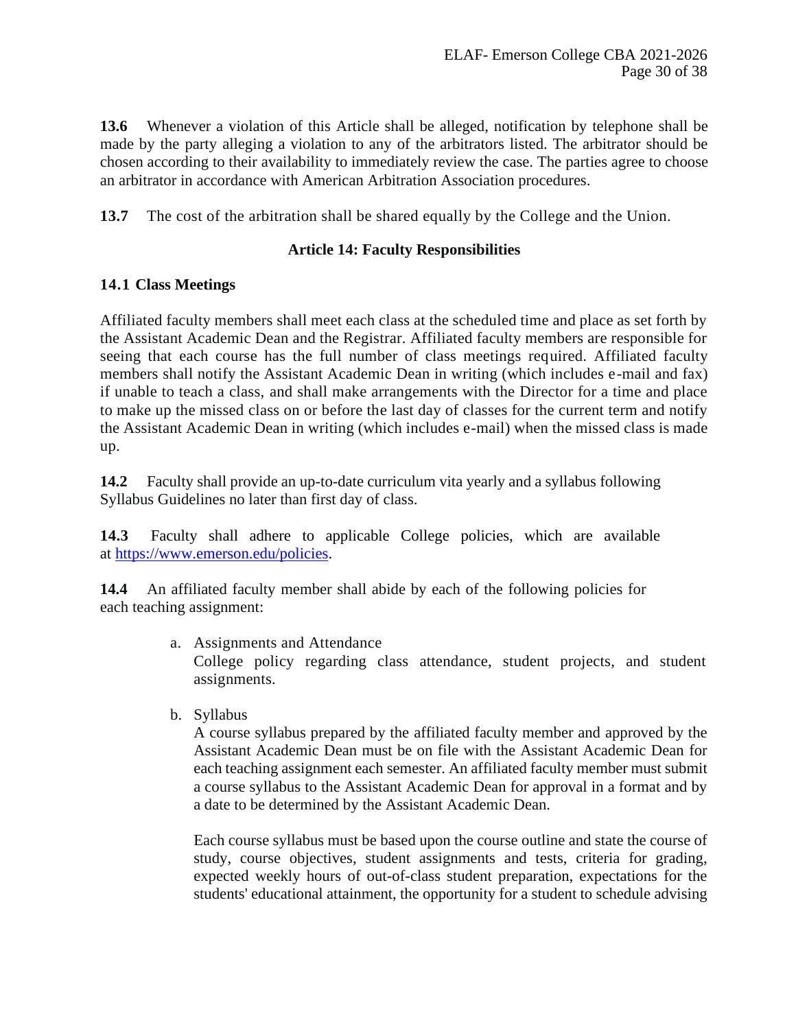**13.6** Whenever a violation of this Article shall be alleged, notification by telephone shall be made by the party alleging a violation to any of the arbitrators listed. The arbitrator should be chosen according to their availability to immediately review the case. The parties agree to choose an arbitrator in accordance with American Arbitration Association procedures.

**13.7** The cost of the arbitration shall be shared equally by the College and the Union.

## Article 14: Faculty Responsibilities

### 14.1 Class Meetings

Affiliated faculty members shall meet each class at the scheduled time and place as set forth by the Assistant Academic Dean and the Registrar. Affiliated faculty members are responsible for seeing that each course has the full number of class meetings required. Affiliated faculty members shall notify the Assistant Academic Dean in writing (which includes e-mail and fax) if unable to teach a class, and shall make arrangements with the Director for a time and place to make up the missed class on or before the last day of classes for the current term and notify the Assistant Academic Dean in writing (which includes e-mail) when the missed class is made up.

**14.2** Faculty shall provide an up-to-date curriculum vita yearly and a syllabus following Syllabus Guidelines no later than first day of class.

**14.3** Faculty shall adhere to applicable College policies, which are available at https://www.emerson.edu/policies.

**14.4** An affiliated faculty member shall abide by each of the following policies for each teaching assignment:

a. Assignments and Attendance
   College policy regarding class attendance, student projects, and student assignments.

b. Syllabus
   A course syllabus prepared by the affiliated faculty member and approved by the Assistant Academic Dean must be on file with the Assistant Academic Dean for each teaching assignment each semester. An affiliated faculty member must submit a course syllabus to the Assistant Academic Dean for approval in a format and by a date to be determined by the Assistant Academic Dean.

   Each course syllabus must be based upon the course outline and state the course of study, course objectives, student assignments and tests, criteria for grading, expected weekly hours of out-of-class student preparation, expectations for the students' educational attainment, the opportunity for a student to schedule advising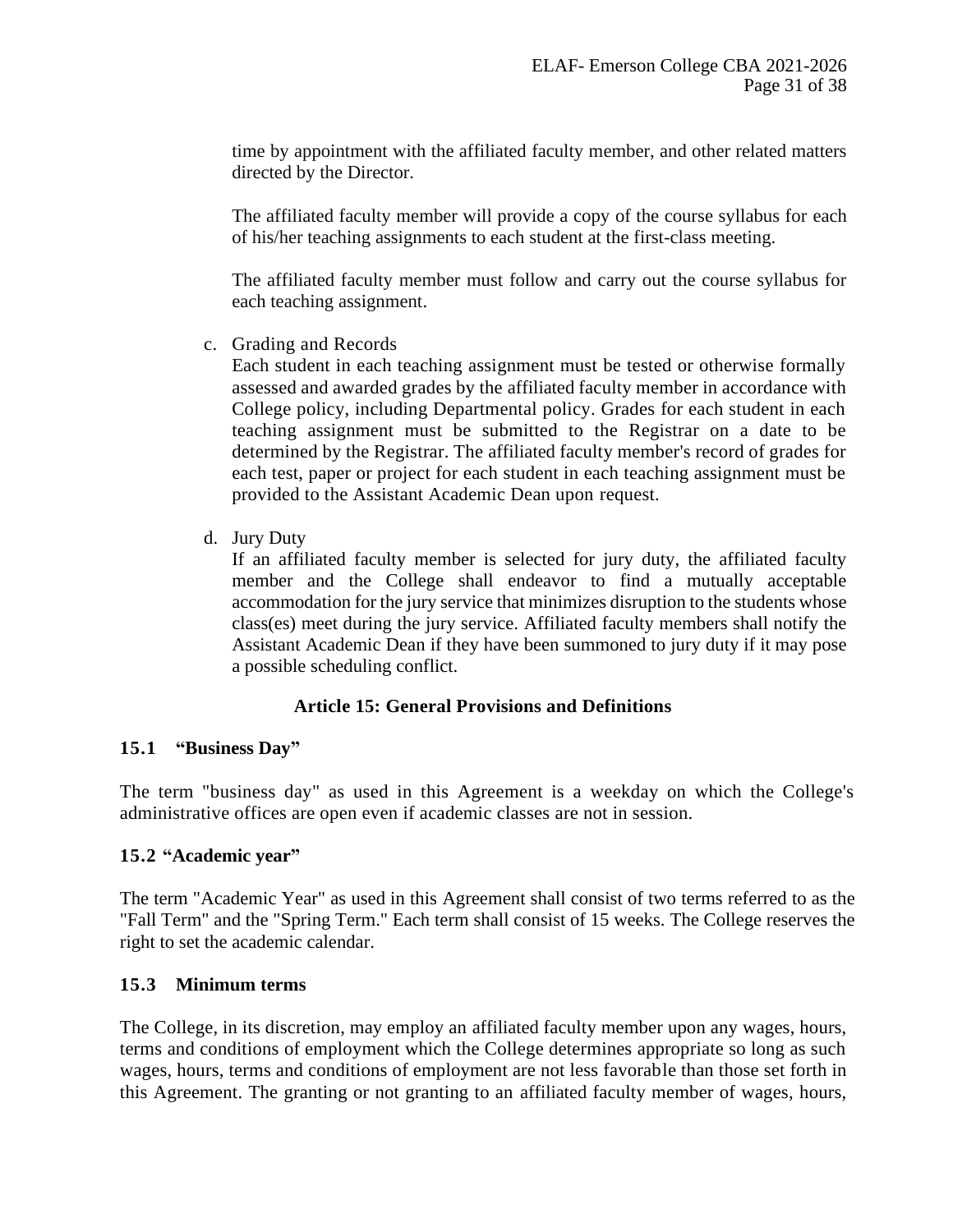time by appointment with the affiliated faculty member, and other related matters directed by the Director.

The affiliated faculty member will provide a copy of the course syllabus for each of his/her teaching assignments to each student at the first-class meeting.

The affiliated faculty member must follow and carry out the course syllabus for each teaching assignment.

c. Grading and Records

   Each student in each teaching assignment must be tested or otherwise formally assessed and awarded grades by the affiliated faculty member in accordance with College policy, including Departmental policy. Grades for each student in each teaching assignment must be submitted to the Registrar on a date to be determined by the Registrar. The affiliated faculty member's record of grades for each test, paper or project for each student in each teaching assignment must be provided to the Assistant Academic Dean upon request.

d. Jury Duty

   If an affiliated faculty member is selected for jury duty, the affiliated faculty member and the College shall endeavor to find a mutually acceptable accommodation for the jury service that minimizes disruption to the students whose class(es) meet during the jury service. Affiliated faculty members shall notify the Assistant Academic Dean if they have been summoned to jury duty if it may pose a possible scheduling conflict.

## Article 15: General Provisions and Definitions

### 15.1 "Business Day"

The term "business day" as used in this Agreement is a weekday on which the College's administrative offices are open even if academic classes are not in session.

### 15.2 "Academic year"

The term "Academic Year" as used in this Agreement shall consist of two terms referred to as the "Fall Term" and the "Spring Term." Each term shall consist of 15 weeks. The College reserves the right to set the academic calendar.

### 15.3 Minimum terms

The College, in its discretion, may employ an affiliated faculty member upon any wages, hours, terms and conditions of employment which the College determines appropriate so long as such wages, hours, terms and conditions of employment are not less favorable than those set forth in this Agreement. The granting or not granting to an affiliated faculty member of wages, hours,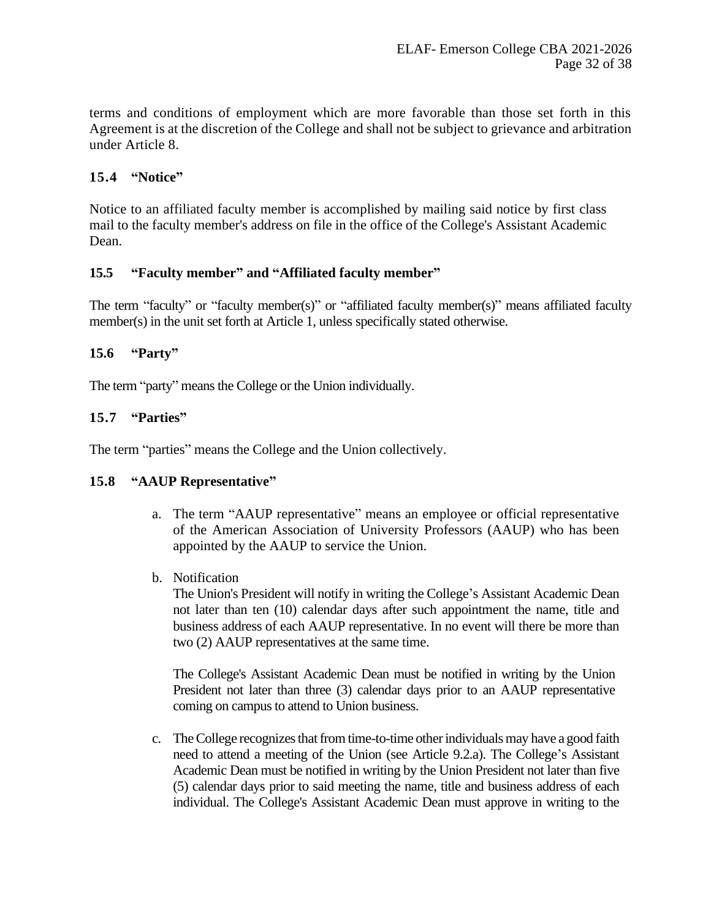terms and conditions of employment which are more favorable than those set forth in this Agreement is at the discretion of the College and shall not be subject to grievance and arbitration under Article 8.

### 15.4 "Notice"

Notice to an affiliated faculty member is accomplished by mailing said notice by first class mail to the faculty member's address on file in the office of the College's Assistant Academic Dean.

### 15.5 "Faculty member" and "Affiliated faculty member"

The term "faculty" or "faculty member(s)" or "affiliated faculty member(s)" means affiliated faculty member(s) in the unit set forth at Article 1, unless specifically stated otherwise.

### 15.6 "Party"

The term "party" means the College or the Union individually.

### 15.7 "Parties"

The term "parties" means the College and the Union collectively.

### 15.8 "AAUP Representative"

a. The term "AAUP representative" means an employee or official representative of the American Association of University Professors (AAUP) who has been appointed by the AAUP to service the Union.

b. Notification
   The Union's President will notify in writing the College's Assistant Academic Dean not later than ten (10) calendar days after such appointment the name, title and business address of each AAUP representative. In no event will there be more than two (2) AAUP representatives at the same time.

   The College's Assistant Academic Dean must be notified in writing by the Union President not later than three (3) calendar days prior to an AAUP representative coming on campus to attend to Union business.

c. The College recognizes that from time-to-time other individuals may have a good faith need to attend a meeting of the Union (see Article 9.2.a). The College's Assistant Academic Dean must be notified in writing by the Union President not later than five (5) calendar days prior to said meeting the name, title and business address of each individual. The College's Assistant Academic Dean must approve in writing to the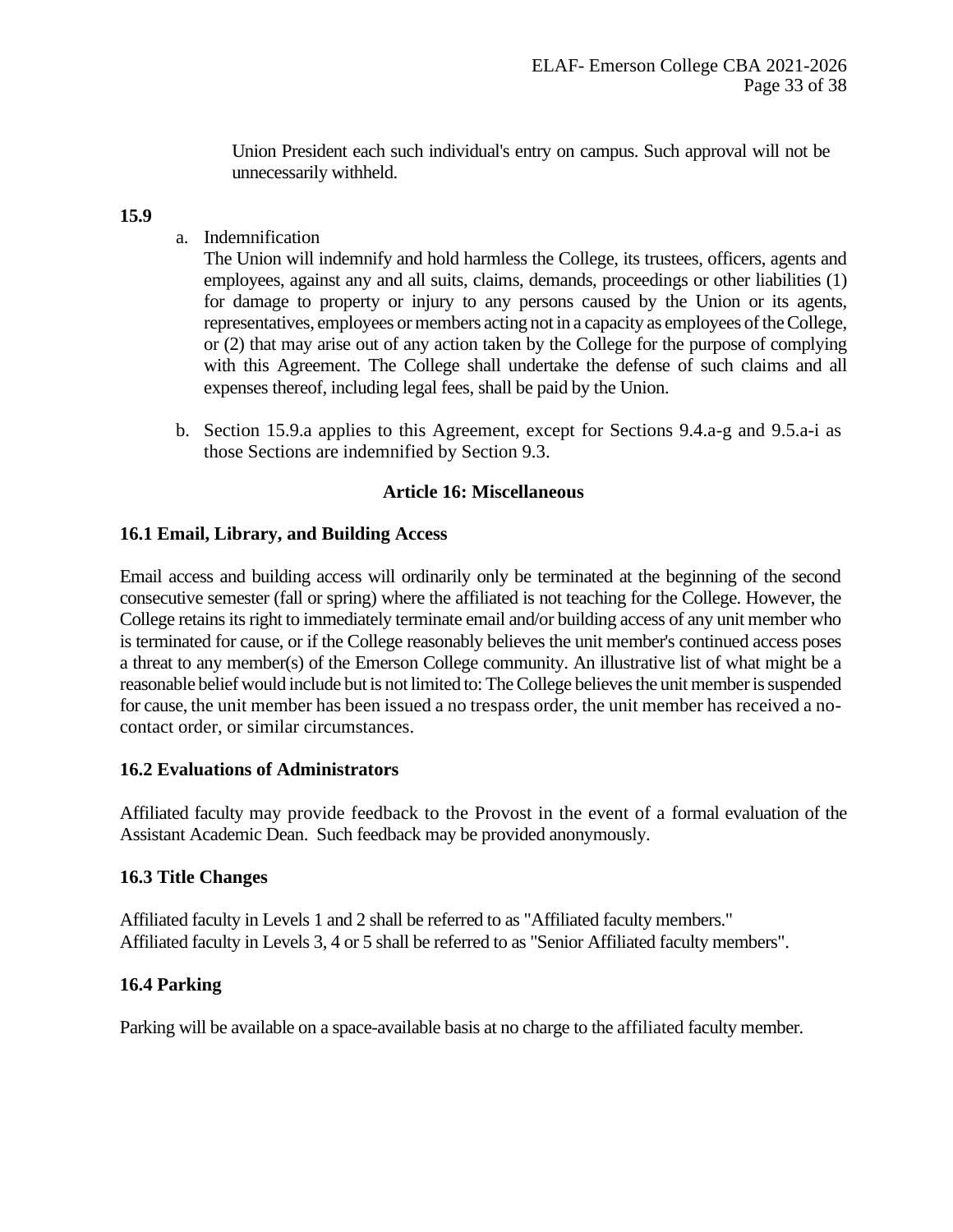Union President each such individual's entry on campus. Such approval will not be unnecessarily withheld.

**15.9**

a. Indemnification

The Union will indemnify and hold harmless the College, its trustees, officers, agents and employees, against any and all suits, claims, demands, proceedings or other liabilities (1) for damage to property or injury to any persons caused by the Union or its agents, representatives, employees or members acting not in a capacity as employees of the College, or (2) that may arise out of any action taken by the College for the purpose of complying with this Agreement. The College shall undertake the defense of such claims and all expenses thereof, including legal fees, shall be paid by the Union.

b. Section 15.9.a applies to this Agreement, except for Sections 9.4.a-g and 9.5.a-i as those Sections are indemnified by Section 9.3.

## Article 16: Miscellaneous

### 16.1 Email, Library, and Building Access

Email access and building access will ordinarily only be terminated at the beginning of the second consecutive semester (fall or spring) where the affiliated is not teaching for the College. However, the College retains its right to immediately terminate email and/or building access of any unit member who is terminated for cause, or if the College reasonably believes the unit member's continued access poses a threat to any member(s) of the Emerson College community. An illustrative list of what might be a reasonable belief would include but is not limited to: The College believes the unit member is suspended for cause, the unit member has been issued a no trespass order, the unit member has received a no-contact order, or similar circumstances.

### 16.2 Evaluations of Administrators

Affiliated faculty may provide feedback to the Provost in the event of a formal evaluation of the Assistant Academic Dean. Such feedback may be provided anonymously.

### 16.3 Title Changes

Affiliated faculty in Levels 1 and 2 shall be referred to as "Affiliated faculty members."
Affiliated faculty in Levels 3, 4 or 5 shall be referred to as "Senior Affiliated faculty members".

### 16.4 Parking

Parking will be available on a space-available basis at no charge to the affiliated faculty member.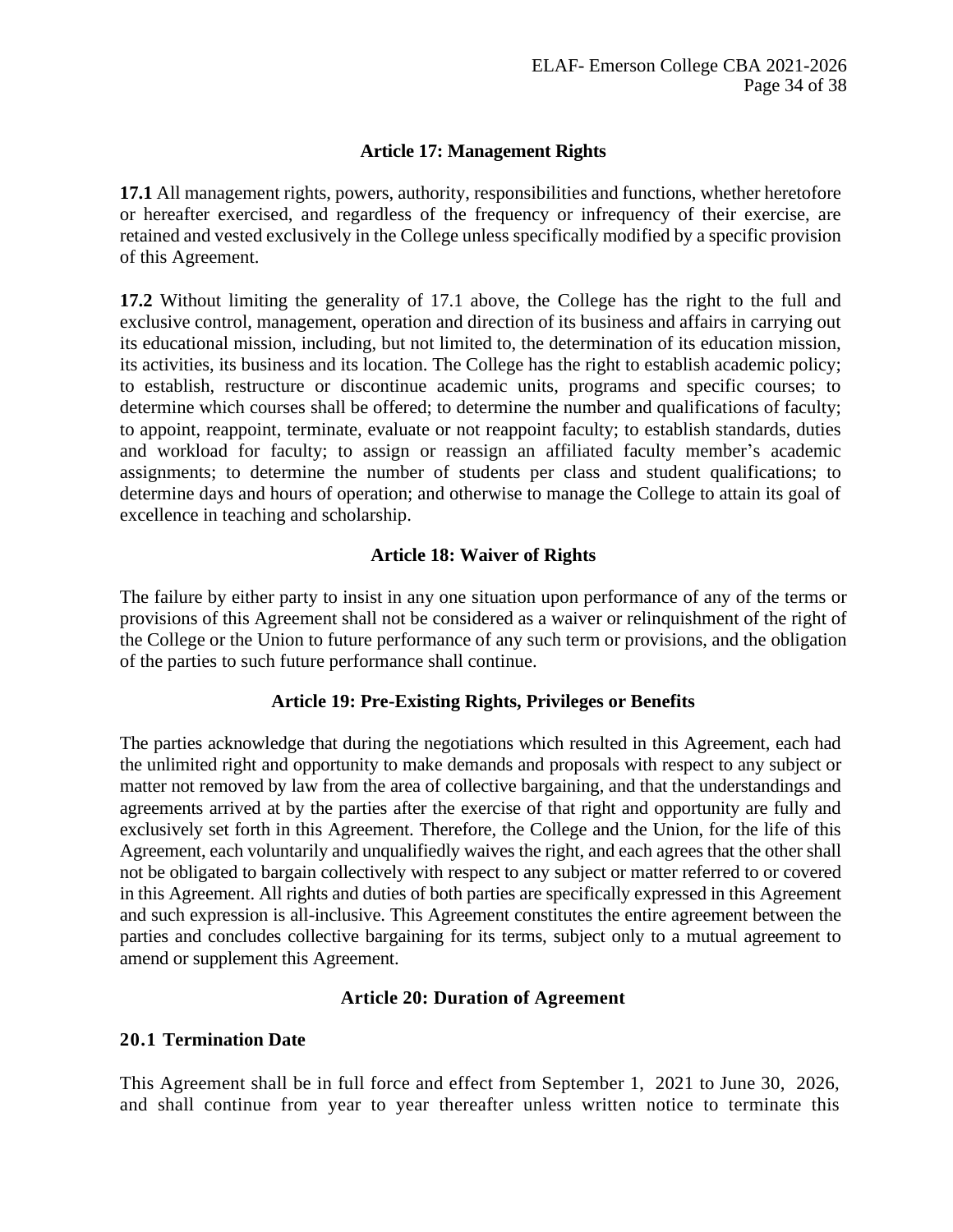## Article 17: Management Rights

**17.1** All management rights, powers, authority, responsibilities and functions, whether heretofore or hereafter exercised, and regardless of the frequency or infrequency of their exercise, are retained and vested exclusively in the College unless specifically modified by a specific provision of this Agreement.

**17.2** Without limiting the generality of 17.1 above, the College has the right to the full and exclusive control, management, operation and direction of its business and affairs in carrying out its educational mission, including, but not limited to, the determination of its education mission, its activities, its business and its location. The College has the right to establish academic policy; to establish, restructure or discontinue academic units, programs and specific courses; to determine which courses shall be offered; to determine the number and qualifications of faculty; to appoint, reappoint, terminate, evaluate or not reappoint faculty; to establish standards, duties and workload for faculty; to assign or reassign an affiliated faculty member's academic assignments; to determine the number of students per class and student qualifications; to determine days and hours of operation; and otherwise to manage the College to attain its goal of excellence in teaching and scholarship.

## Article 18: Waiver of Rights

The failure by either party to insist in any one situation upon performance of any of the terms or provisions of this Agreement shall not be considered as a waiver or relinquishment of the right of the College or the Union to future performance of any such term or provisions, and the obligation of the parties to such future performance shall continue.

## Article 19: Pre-Existing Rights, Privileges or Benefits

The parties acknowledge that during the negotiations which resulted in this Agreement, each had the unlimited right and opportunity to make demands and proposals with respect to any subject or matter not removed by law from the area of collective bargaining, and that the understandings and agreements arrived at by the parties after the exercise of that right and opportunity are fully and exclusively set forth in this Agreement. Therefore, the College and the Union, for the life of this Agreement, each voluntarily and unqualifiedly waives the right, and each agrees that the other shall not be obligated to bargain collectively with respect to any subject or matter referred to or covered in this Agreement. All rights and duties of both parties are specifically expressed in this Agreement and such expression is all-inclusive. This Agreement constitutes the entire agreement between the parties and concludes collective bargaining for its terms, subject only to a mutual agreement to amend or supplement this Agreement.

## Article 20: Duration of Agreement

### 20.1 Termination Date

This Agreement shall be in full force and effect from September 1, 2021 to June 30, 2026, and shall continue from year to year thereafter unless written notice to terminate this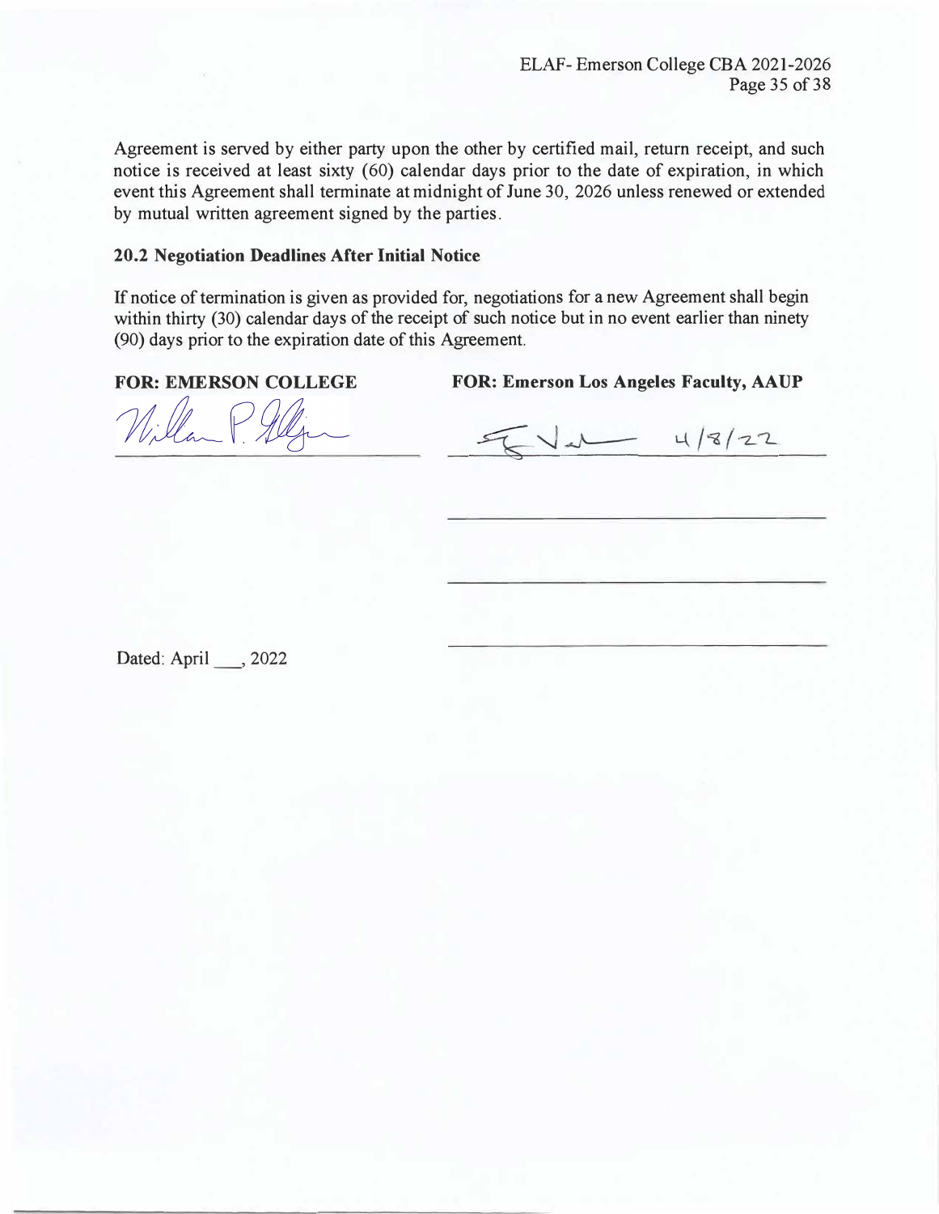Agreement is served by either party upon the other by certified mail, return receipt, and such notice is received at least sixty (60) calendar days prior to the date of expiration, in which event this Agreement shall terminate at midnight of June 30, 2026 unless renewed or extended by mutual written agreement signed by the parties.

**20.2 Negotiation Deadlines After Initial Notice**

If notice of termination is given as provided for, negotiations for a new Agreement shall begin within thirty (30) calendar days of the receipt of such notice but in no event earlier than ninety (90) days prior to the expiration date of this Agreement.

**FOR: EMERSON COLLEGE**

_______________________________

**FOR: Emerson Los Angeles Faculty, AAUP**

_______________________________ 4/8/22

_______________________________

_______________________________

_______________________________

Dated: April ___, 2022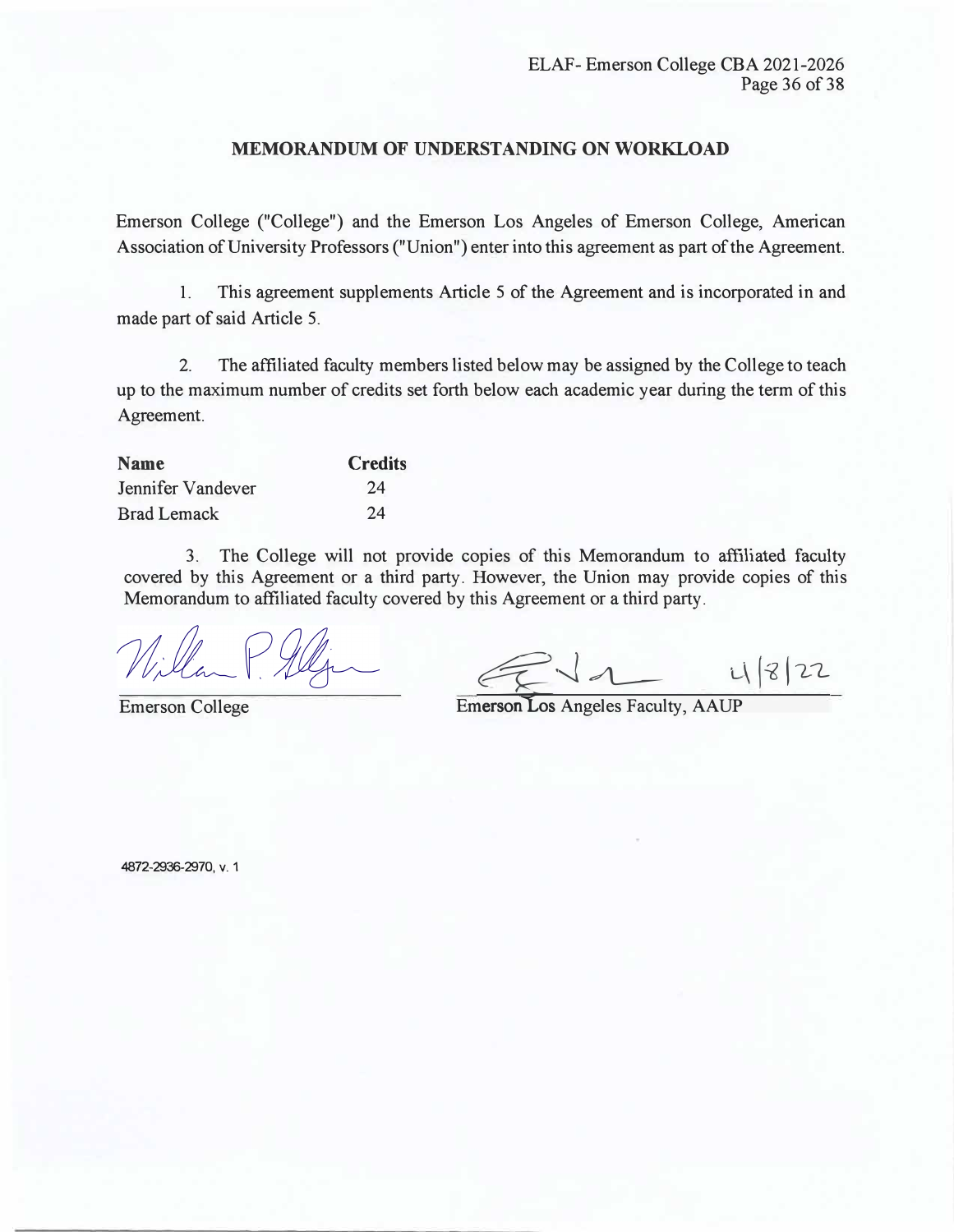## MEMORANDUM OF UNDERSTANDING ON WORKLOAD

Emerson College ("College") and the Emerson Los Angeles of Emerson College, American Association of University Professors ("Union") enter into this agreement as part of the Agreement.

1. This agreement supplements Article 5 of the Agreement and is incorporated in and made part of said Article 5.

2. The affiliated faculty members listed below may be assigned by the College to teach up to the maximum number of credits set forth below each academic year during the term of this Agreement.

| Name | Credits |
|---|---|
| Jennifer Vandever | 24 |
| Brad Lemack | 24 |

3. The College will not provide copies of this Memorandum to affiliated faculty covered by this Agreement or a third party. However, the Union may provide copies of this Memorandum to affiliated faculty covered by this Agreement or a third party.

Emerson College

4/8/22

Emerson Los Angeles Faculty, AAUP

4872-2936-2970, v. 1